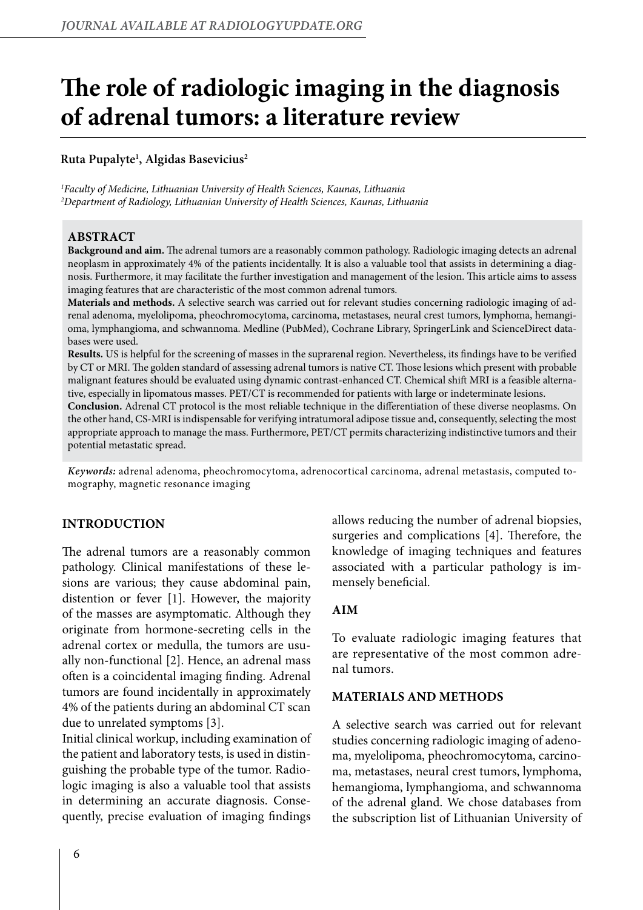# The role of radiologic imaging in the diagnosis of adrenal tumors: a literature review

**Ruta Pupalyte[1], Algidas Basevicius[2]**

*[1]Faculty of Medicine, Lithuanian University of Health Sciences, Kaunas, Lithuania*
*[2]Department of Radiology, Lithuanian University of Health Sciences, Kaunas, Lithuania*

## ABSTRACT

**Background and aim.** The adrenal tumors are a reasonably common pathology. Radiologic imaging detects an adrenal neoplasm in approximately 4% of the patients incidentally. It is also a valuable tool that assists in determining a diagnosis. Furthermore, it may facilitate the further investigation and management of the lesion. This article aims to assess imaging features that are characteristic of the most common adrenal tumors.

**Materials and methods.** A selective search was carried out for relevant studies concerning radiologic imaging of adrenal adenoma, myelolipoma, pheochromocytoma, carcinoma, metastases, neural crest tumors, lymphoma, hemangioma, lymphangioma, and schwannoma. Medline (PubMed), Cochrane Library, SpringerLink and ScienceDirect databases were used.

**Results.** US is helpful for the screening of masses in the suprarenal region. Nevertheless, its findings have to be verified by CT or MRI. The golden standard of assessing adrenal tumors is native CT. Those lesions which present with probable malignant features should be evaluated using dynamic contrast-enhanced CT. Chemical shift MRI is a feasible alternative, especially in lipomatous masses. PET/CT is recommended for patients with large or indeterminate lesions.

**Conclusion.** Adrenal CT protocol is the most reliable technique in the differentiation of these diverse neoplasms. On the other hand, CS-MRI is indispensable for verifying intratumoral adipose tissue and, consequently, selecting the most appropriate approach to manage the mass. Furthermore, PET/CT permits characterizing indistinctive tumors and their potential metastatic spread.

*Keywords:* adrenal adenoma, pheochromocytoma, adrenocortical carcinoma, adrenal metastasis, computed tomography, magnetic resonance imaging

## INTRODUCTION

The adrenal tumors are a reasonably common pathology. Clinical manifestations of these lesions are various; they cause abdominal pain, distention or fever [1]. However, the majority of the masses are asymptomatic. Although they originate from hormone-secreting cells in the adrenal cortex or medulla, the tumors are usually non-functional [2]. Hence, an adrenal mass often is a coincidental imaging finding. Adrenal tumors are found incidentally in approximately 4% of the patients during an abdominal CT scan due to unrelated symptoms [3].

Initial clinical workup, including examination of the patient and laboratory tests, is used in distinguishing the probable type of the tumor. Radiologic imaging is also a valuable tool that assists in determining an accurate diagnosis. Consequently, precise evaluation of imaging findings allows reducing the number of adrenal biopsies, surgeries and complications [4]. Therefore, the knowledge of imaging techniques and features associated with a particular pathology is immensely beneficial.

## AIM

To evaluate radiologic imaging features that are representative of the most common adrenal tumors.

## MATERIALS AND METHODS

A selective search was carried out for relevant studies concerning radiologic imaging of adenoma, myelolipoma, pheochromocytoma, carcinoma, metastases, neural crest tumors, lymphoma, hemangioma, lymphangioma, and schwannoma of the adrenal gland. We chose databases from the subscription list of Lithuanian University of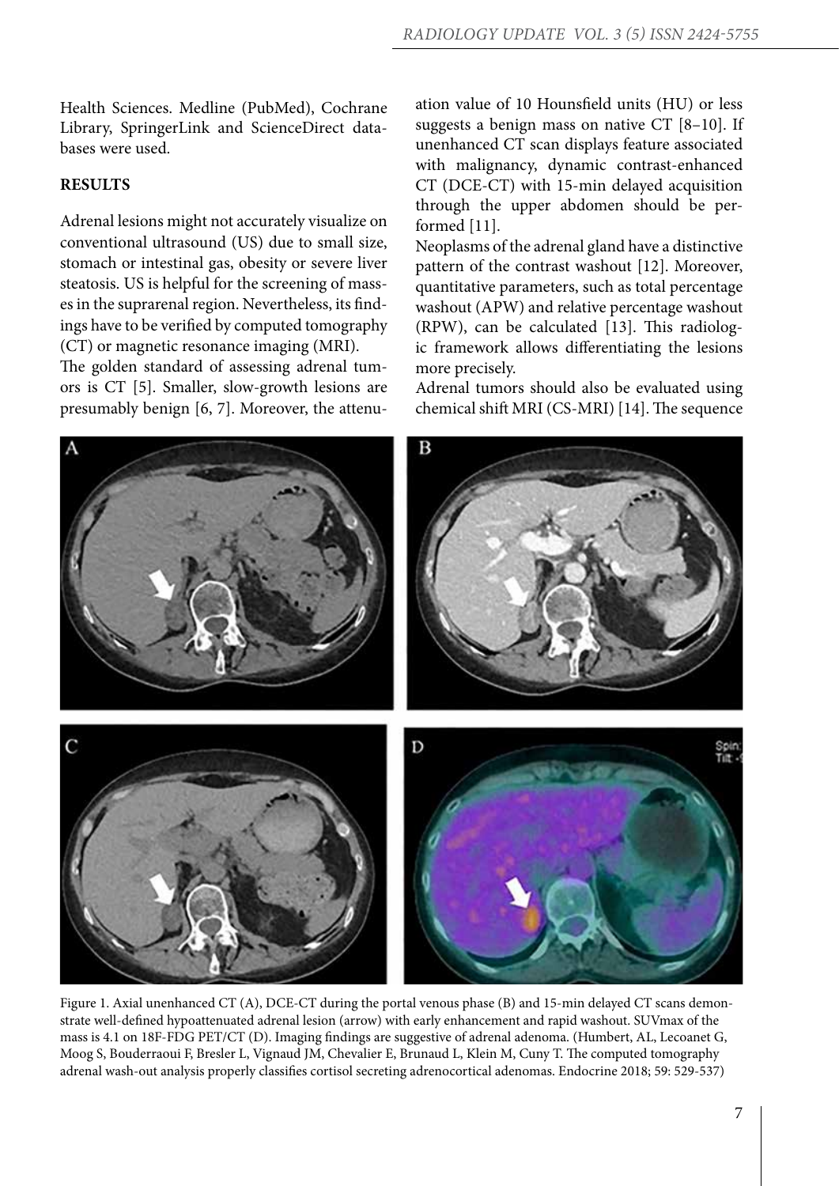Health Sciences. Medline (PubMed), Cochrane Library, SpringerLink and ScienceDirect databases were used.

**RESULTS**

Adrenal lesions might not accurately visualize on conventional ultrasound (US) due to small size, stomach or intestinal gas, obesity or severe liver steatosis. US is helpful for the screening of masses in the suprarenal region. Nevertheless, its findings have to be verified by computed tomography (CT) or magnetic resonance imaging (MRI).

The golden standard of assessing adrenal tumors is CT [5]. Smaller, slow-growth lesions are presumably benign [6, 7]. Moreover, the attenuation value of 10 Hounsfield units (HU) or less suggests a benign mass on native CT [8–10]. If unenhanced CT scan displays feature associated with malignancy, dynamic contrast-enhanced CT (DCE-CT) with 15-min delayed acquisition through the upper abdomen should be performed [11].

Neoplasms of the adrenal gland have a distinctive pattern of the contrast washout [12]. Moreover, quantitative parameters, such as total percentage washout (APW) and relative percentage washout (RPW), can be calculated [13]. This radiologic framework allows differentiating the lesions more precisely.

Adrenal tumors should also be evaluated using chemical shift MRI (CS-MRI) [14]. The sequence

Figure 1. Axial unenhanced CT (A), DCE-CT during the portal venous phase (B) and 15-min delayed CT scans demonstrate well-defined hypoattenuated adrenal lesion (arrow) with early enhancement and rapid washout. SUVmax of the mass is 4.1 on 18F-FDG PET/CT (D). Imaging findings are suggestive of adrenal adenoma. (Humbert, AL, Lecoanet G, Moog S, Bouderraoui F, Bresler L, Vignaud JM, Chevalier E, Brunaud L, Klein M, Cuny T. The computed tomography adrenal wash-out analysis properly classifies cortisol secreting adrenocortical adenomas. Endocrine 2018; 59: 529-537)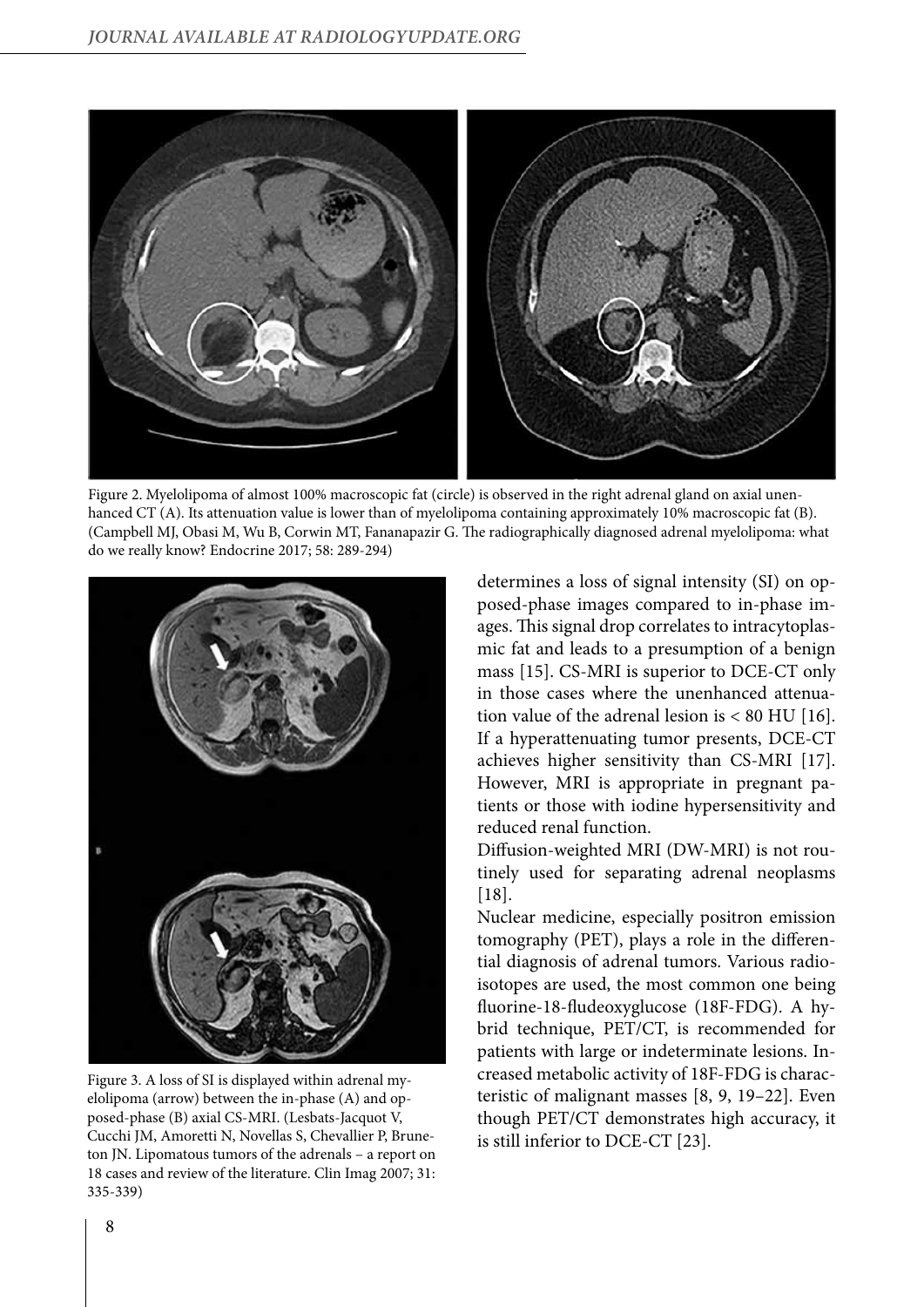Figure 2. Myelolipoma of almost 100% macroscopic fat (circle) is observed in the right adrenal gland on axial unenhanced CT (A). Its attenuation value is lower than of myelolipoma containing approximately 10% macroscopic fat (B). (Campbell MJ, Obasi M, Wu B, Corwin MT, Fananapazir G. The radiographically diagnosed adrenal myelolipoma: what do we really know? Endocrine 2017; 58: 289-294)

Figure 3. A loss of SI is displayed within adrenal myelolipoma (arrow) between the in-phase (A) and opposed-phase (B) axial CS-MRI. (Lesbats-Jacquot V, Cucchi JM, Amoretti N, Novellas S, Chevallier P, Bruneton JN. Lipomatous tumors of the adrenals – a report on 18 cases and review of the literature. Clin Imag 2007; 31: 335-339)

determines a loss of signal intensity (SI) on opposed-phase images compared to in-phase images. This signal drop correlates to intracytoplasmic fat and leads to a presumption of a benign mass [15]. CS-MRI is superior to DCE-CT only in those cases where the unenhanced attenuation value of the adrenal lesion is < 80 HU [16]. If a hyperattenuating tumor presents, DCE-CT achieves higher sensitivity than CS-MRI [17]. However, MRI is appropriate in pregnant patients or those with iodine hypersensitivity and reduced renal function.

Diffusion-weighted MRI (DW-MRI) is not routinely used for separating adrenal neoplasms [18].

Nuclear medicine, especially positron emission tomography (PET), plays a role in the differential diagnosis of adrenal tumors. Various radioisotopes are used, the most common one being fluorine-18-fludeoxyglucose (18F-FDG). A hybrid technique, PET/CT, is recommended for patients with large or indeterminate lesions. Increased metabolic activity of 18F-FDG is characteristic of malignant masses [8, 9, 19–22]. Even though PET/CT demonstrates high accuracy, it is still inferior to DCE-CT [23].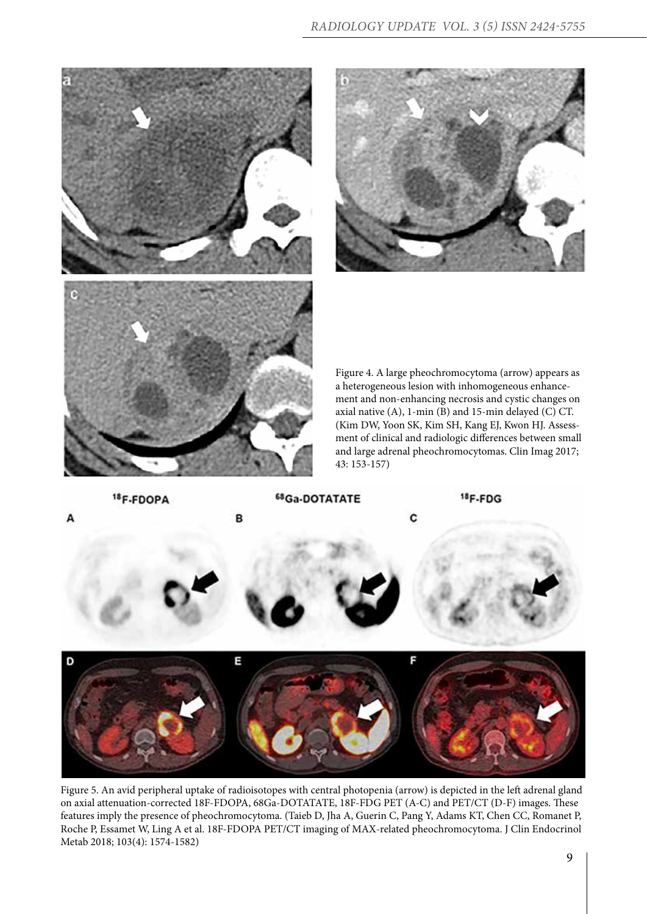Figure 4. A large pheochromocytoma (arrow) appears as a heterogeneous lesion with inhomogeneous enhancement and non-enhancing necrosis and cystic changes on axial native (A), 1-min (B) and 15-min delayed (C) CT. (Kim DW, Yoon SK, Kim SH, Kang EJ, Kwon HJ. Assessment of clinical and radiologic differences between small and large adrenal pheochromocytomas. Clin Imag 2017; 43: 153-157)

Figure 5. An avid peripheral uptake of radioisotopes with central photopenia (arrow) is depicted in the left adrenal gland on axial attenuation-corrected 18F-FDOPA, 68Ga-DOTATATE, 18F-FDG PET (A-C) and PET/CT (D-F) images. These features imply the presence of pheochromocytoma. (Taieb D, Jha A, Guerin C, Pang Y, Adams KT, Chen CC, Romanet P, Roche P, Essamet W, Ling A et al. 18F-FDOPA PET/CT imaging of MAX-related pheochromocytoma. J Clin Endocrinol Metab 2018; 103(4): 1574-1582)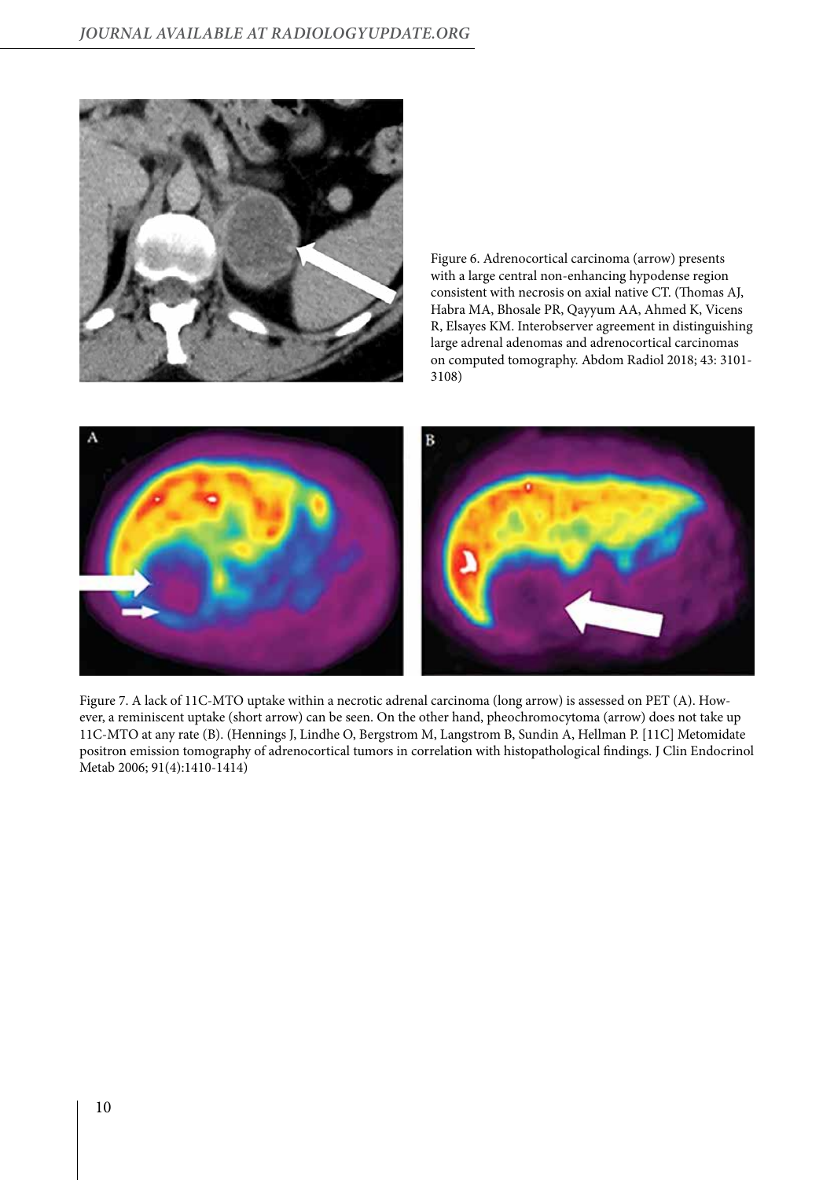Figure 6. Adrenocortical carcinoma (arrow) presents with a large central non-enhancing hypodense region consistent with necrosis on axial native CT. (Thomas AJ, Habra MA, Bhosale PR, Qayyum AA, Ahmed K, Vicens R, Elsayes KM. Interobserver agreement in distinguishing large adrenal adenomas and adrenocortical carcinomas on computed tomography. Abdom Radiol 2018; 43: 3101-3108)

Figure 7. A lack of 11C-MTO uptake within a necrotic adrenal carcinoma (long arrow) is assessed on PET (A). However, a reminiscent uptake (short arrow) can be seen. On the other hand, pheochromocytoma (arrow) does not take up 11C-MTO at any rate (B). (Hennings J, Lindhe O, Bergstrom M, Langstrom B, Sundin A, Hellman P. [11C] Metomidate positron emission tomography of adrenocortical tumors in correlation with histopathological findings. J Clin Endocrinol Metab 2006; 91(4):1410-1414)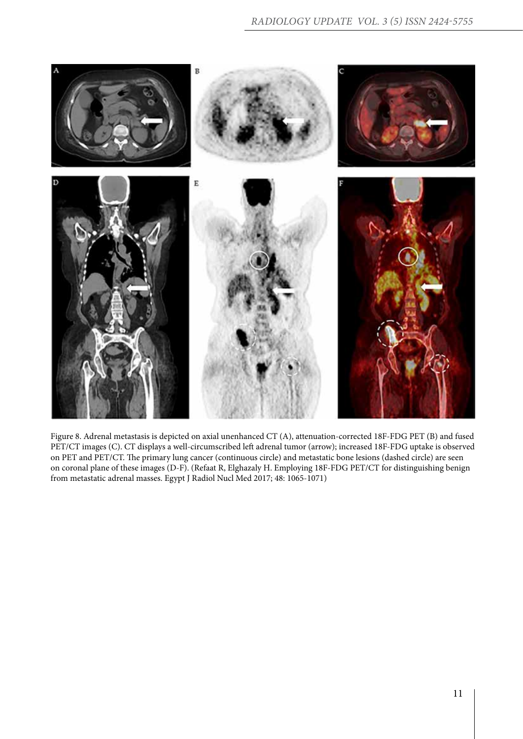Figure 8. Adrenal metastasis is depicted on axial unenhanced CT (A), attenuation-corrected 18F-FDG PET (B) and fused PET/CT images (C). CT displays a well-circumscribed left adrenal tumor (arrow); increased 18F-FDG uptake is observed on PET and PET/CT. The primary lung cancer (continuous circle) and metastatic bone lesions (dashed circle) are seen on coronal plane of these images (D-F). (Refaat R, Elghazaly H. Employing 18F-FDG PET/CT for distinguishing benign from metastatic adrenal masses. Egypt J Radiol Nucl Med 2017; 48: 1065-1071)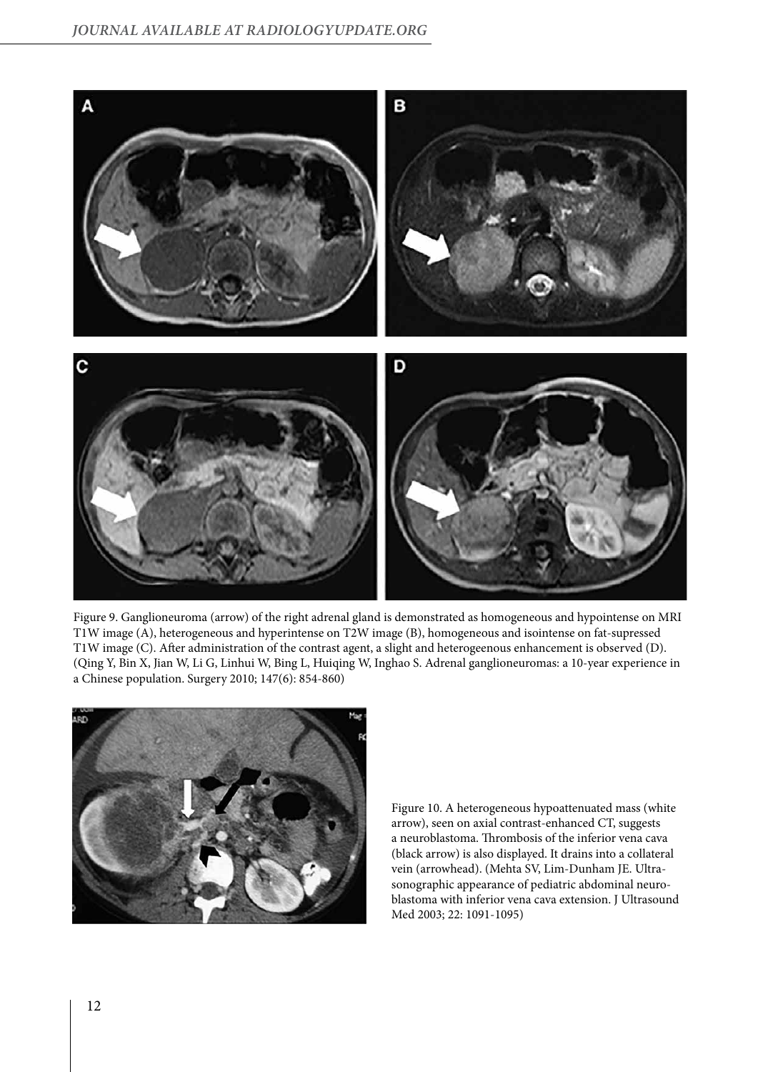Figure 9. Ganglioneuroma (arrow) of the right adrenal gland is demonstrated as homogeneous and hypointense on MRI T1W image (A), heterogeneous and hyperintense on T2W image (B), homogeneous and isointense on fat-supressed T1W image (C). After administration of the contrast agent, a slight and heterogeenous enhancement is observed (D). (Qing Y, Bin X, Jian W, Li G, Linhui W, Bing L, Huiqing W, Inghao S. Adrenal ganglioneuromas: a 10-year experience in a Chinese population. Surgery 2010; 147(6): 854-860)

Figure 10. A heterogeneous hypoattenuated mass (white arrow), seen on axial contrast-enhanced CT, suggests a neuroblastoma. Thrombosis of the inferior vena cava (black arrow) is also displayed. It drains into a collateral vein (arrowhead). (Mehta SV, Lim-Dunham JE. Ultrasonographic appearance of pediatric abdominal neuroblastoma with inferior vena cava extension. J Ultrasound Med 2003; 22: 1091-1095)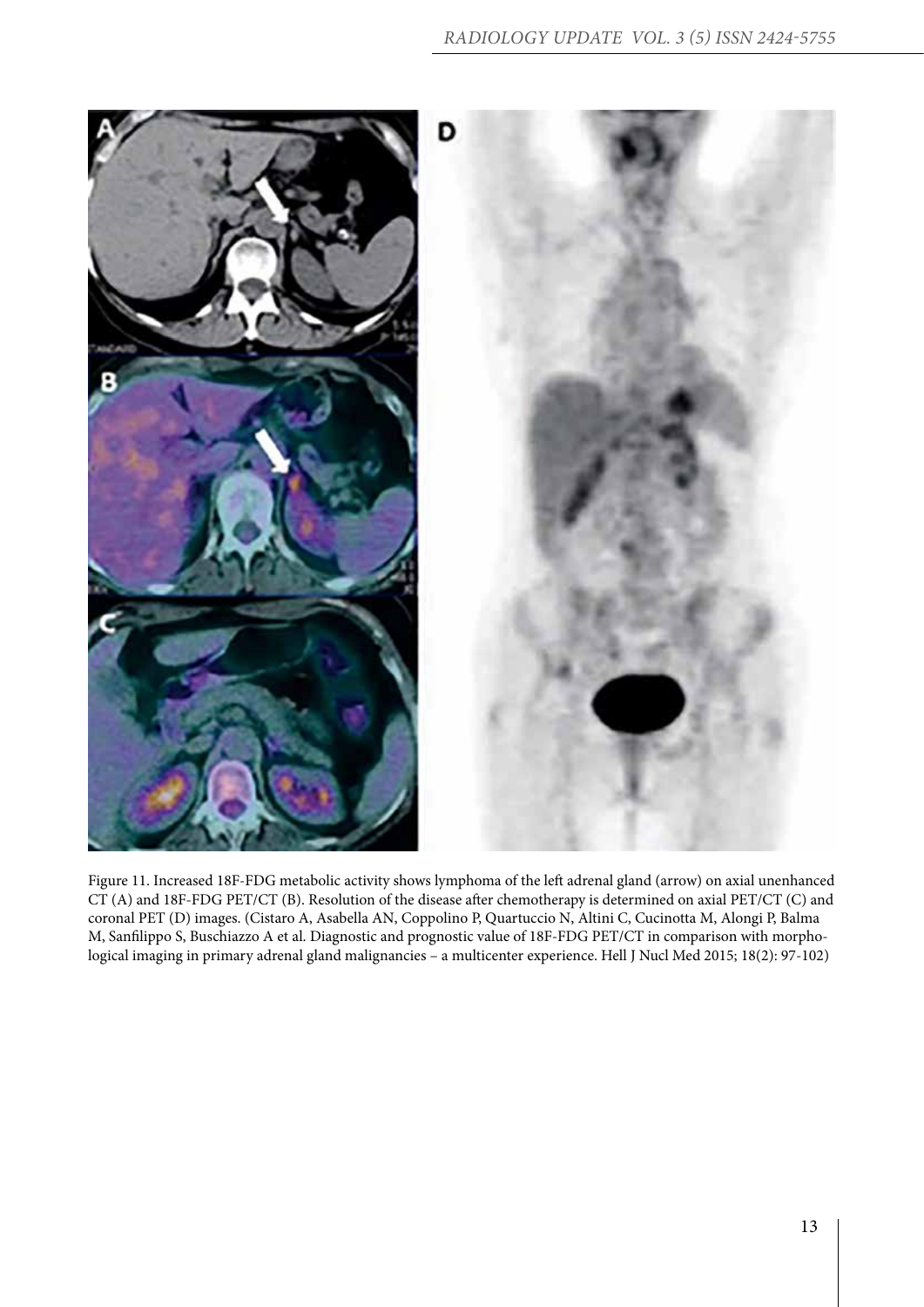Figure 11. Increased 18F-FDG metabolic activity shows lymphoma of the left adrenal gland (arrow) on axial unenhanced CT (A) and 18F-FDG PET/CT (B). Resolution of the disease after chemotherapy is determined on axial PET/CT (C) and coronal PET (D) images. (Cistaro A, Asabella AN, Coppolino P, Quartuccio N, Altini C, Cucinotta M, Alongi P, Balma M, Sanfilippo S, Buschiazzo A et al. Diagnostic and prognostic value of 18F-FDG PET/CT in comparison with morphological imaging in primary adrenal gland malignancies – a multicenter experience. Hell J Nucl Med 2015; 18(2): 97-102)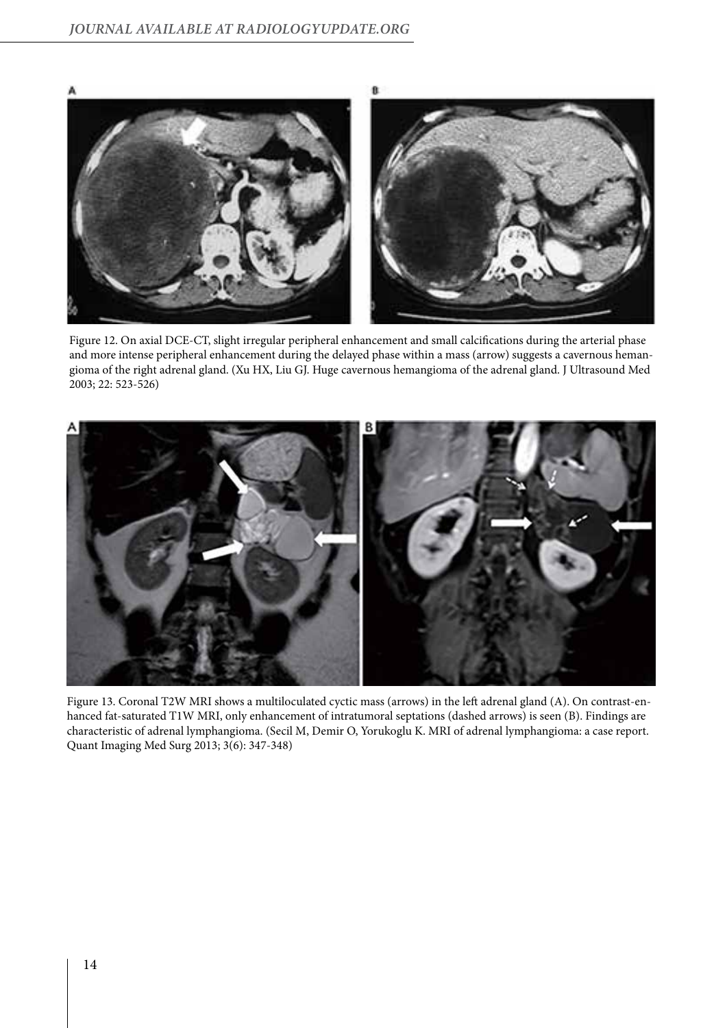Figure 12. On axial DCE-CT, slight irregular peripheral enhancement and small calcifications during the arterial phase and more intense peripheral enhancement during the delayed phase within a mass (arrow) suggests a cavernous hemangioma of the right adrenal gland. (Xu HX, Liu GJ. Huge cavernous hemangioma of the adrenal gland. J Ultrasound Med 2003; 22: 523-526)

Figure 13. Coronal T2W MRI shows a multiloculated cyctic mass (arrows) in the left adrenal gland (A). On contrast-enhanced fat-saturated T1W MRI, only enhancement of intratumoral septations (dashed arrows) is seen (B). Findings are characteristic of adrenal lymphangioma. (Secil M, Demir O, Yorukoglu K. MRI of adrenal lymphangioma: a case report. Quant Imaging Med Surg 2013; 3(6): 347-348)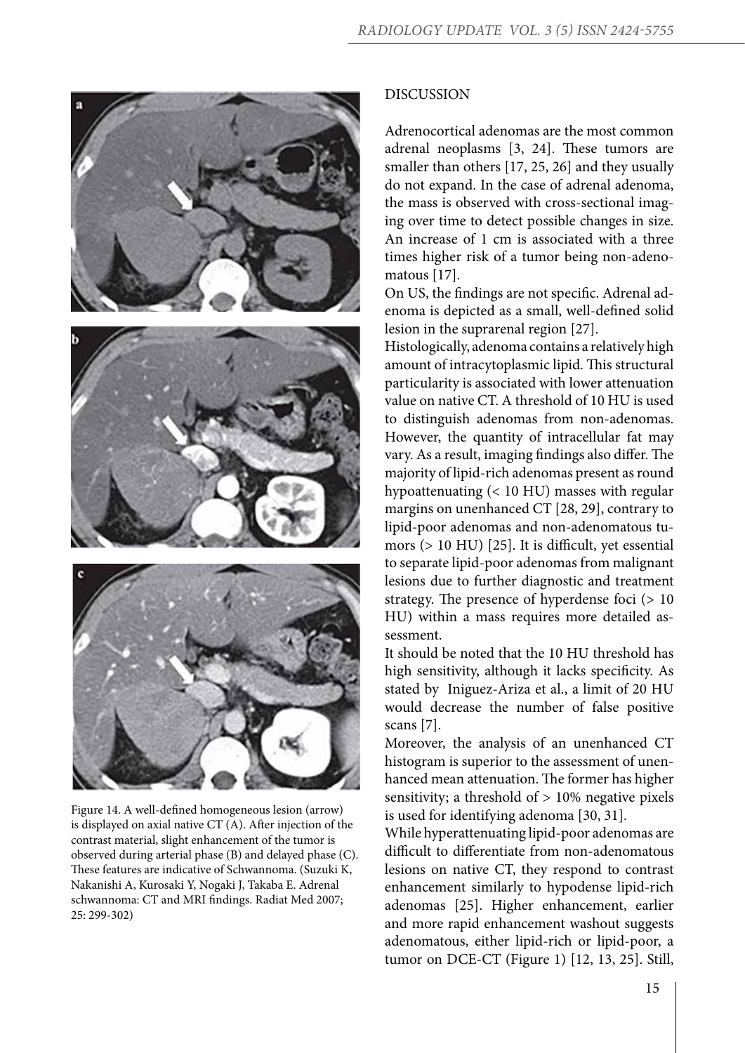Figure 14. A well-defined homogeneous lesion (arrow) is displayed on axial native CT (A). After injection of the contrast material, slight enhancement of the tumor is observed during arterial phase (B) and delayed phase (C). These features are indicative of Schwannoma. (Suzuki K, Nakanishi A, Kurosaki Y, Nogaki J, Takaba E. Adrenal schwannoma: CT and MRI findings. Radiat Med 2007; 25: 299-302)

## DISCUSSION

Adrenocortical adenomas are the most common adrenal neoplasms [3, 24]. These tumors are smaller than others [17, 25, 26] and they usually do not expand. In the case of adrenal adenoma, the mass is observed with cross-sectional imaging over time to detect possible changes in size. An increase of 1 cm is associated with a three times higher risk of a tumor being non-adenomatous [17].

On US, the findings are not specific. Adrenal adenoma is depicted as a small, well-defined solid lesion in the suprarenal region [27].

Histologically, adenoma contains a relatively high amount of intracytoplasmic lipid. This structural particularity is associated with lower attenuation value on native CT. A threshold of 10 HU is used to distinguish adenomas from non-adenomas. However, the quantity of intracellular fat may vary. As a result, imaging findings also differ. The majority of lipid-rich adenomas present as round hypoattenuating (< 10 HU) masses with regular margins on unenhanced CT [28, 29], contrary to lipid-poor adenomas and non-adenomatous tumors (> 10 HU) [25]. It is difficult, yet essential to separate lipid-poor adenomas from malignant lesions due to further diagnostic and treatment strategy. The presence of hyperdense foci (> 10 HU) within a mass requires more detailed assessment.

It should be noted that the 10 HU threshold has high sensitivity, although it lacks specificity. As stated by Iniguez-Ariza et al., a limit of 20 HU would decrease the number of false positive scans [7].

Moreover, the analysis of an unenhanced CT histogram is superior to the assessment of unenhanced mean attenuation. The former has higher sensitivity; a threshold of > 10% negative pixels is used for identifying adenoma [30, 31].

While hyperattenuating lipid-poor adenomas are difficult to differentiate from non-adenomatous lesions on native CT, they respond to contrast enhancement similarly to hypodense lipid-rich adenomas [25]. Higher enhancement, earlier and more rapid enhancement washout suggests adenomatous, either lipid-rich or lipid-poor, a tumor on DCE-CT (Figure 1) [12, 13, 25]. Still,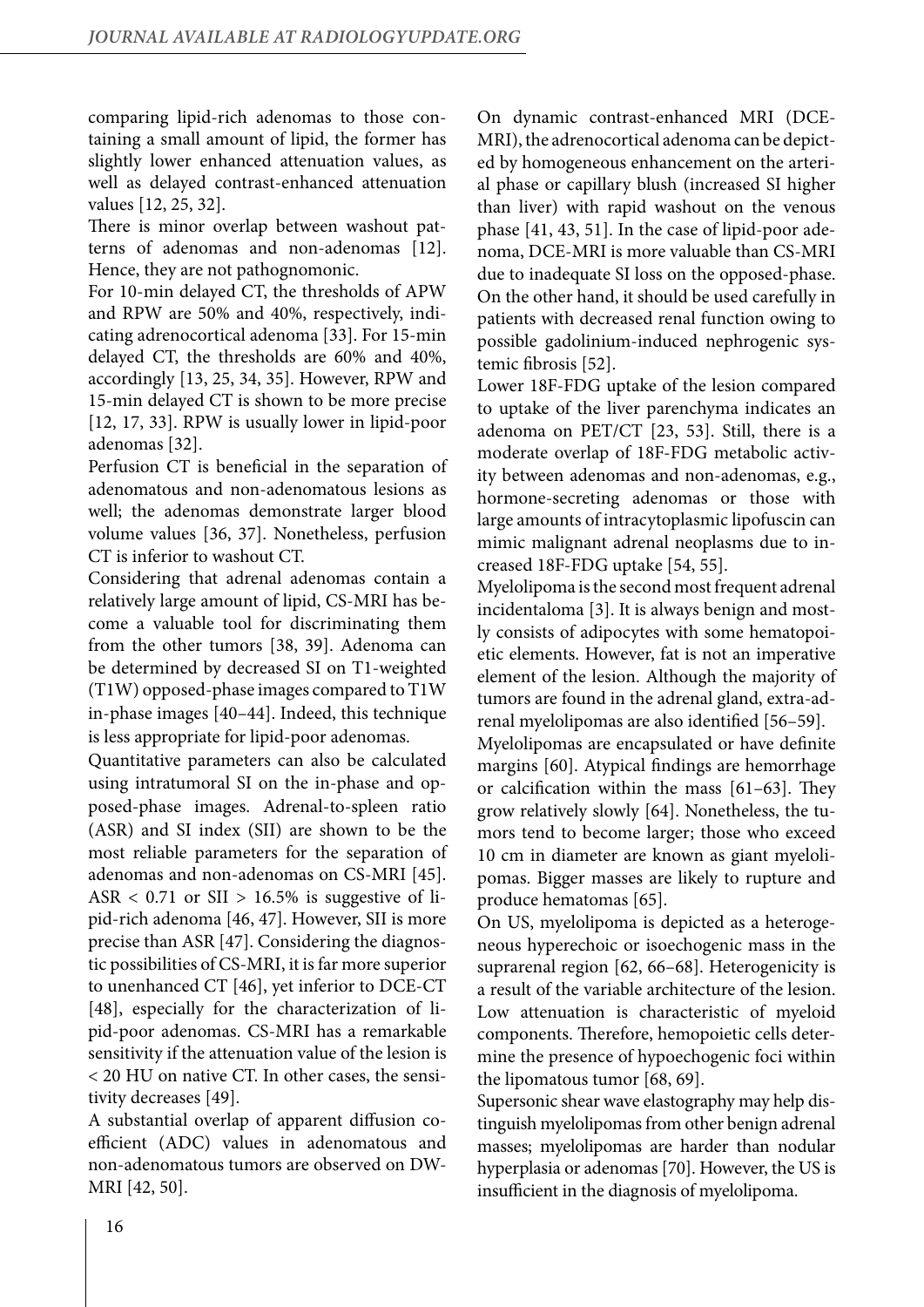comparing lipid-rich adenomas to those containing a small amount of lipid, the former has slightly lower enhanced attenuation values, as well as delayed contrast-enhanced attenuation values [12, 25, 32].

There is minor overlap between washout patterns of adenomas and non-adenomas [12]. Hence, they are not pathognomonic.

For 10-min delayed CT, the thresholds of APW and RPW are 50% and 40%, respectively, indicating adrenocortical adenoma [33]. For 15-min delayed CT, the thresholds are 60% and 40%, accordingly [13, 25, 34, 35]. However, RPW and 15-min delayed CT is shown to be more precise [12, 17, 33]. RPW is usually lower in lipid-poor adenomas [32].

Perfusion CT is beneficial in the separation of adenomatous and non-adenomatous lesions as well; the adenomas demonstrate larger blood volume values [36, 37]. Nonetheless, perfusion CT is inferior to washout CT.

Considering that adrenal adenomas contain a relatively large amount of lipid, CS-MRI has become a valuable tool for discriminating them from the other tumors [38, 39]. Adenoma can be determined by decreased SI on T1-weighted (T1W) opposed-phase images compared to T1W in-phase images [40–44]. Indeed, this technique is less appropriate for lipid-poor adenomas.

Quantitative parameters can also be calculated using intratumoral SI on the in-phase and opposed-phase images. Adrenal-to-spleen ratio (ASR) and SI index (SII) are shown to be the most reliable parameters for the separation of adenomas and non-adenomas on CS-MRI [45]. ASR $< 0.71$ or SII $> 16.5\%$ is suggestive of lipid-rich adenoma [46, 47]. However, SII is more precise than ASR [47]. Considering the diagnostic possibilities of CS-MRI, it is far more superior to unenhanced CT [46], yet inferior to DCE-CT [48], especially for the characterization of lipid-poor adenomas. CS-MRI has a remarkable sensitivity if the attenuation value of the lesion is $< 20$ HU on native CT. In other cases, the sensitivity decreases [49].

A substantial overlap of apparent diffusion coefficient (ADC) values in adenomatous and non-adenomatous tumors are observed on DW-MRI [42, 50].

On dynamic contrast-enhanced MRI (DCE-MRI), the adrenocortical adenoma can be depicted by homogeneous enhancement on the arterial phase or capillary blush (increased SI higher than liver) with rapid washout on the venous phase [41, 43, 51]. In the case of lipid-poor adenoma, DCE-MRI is more valuable than CS-MRI due to inadequate SI loss on the opposed-phase. On the other hand, it should be used carefully in patients with decreased renal function owing to possible gadolinium-induced nephrogenic systemic fibrosis [52].

Lower 18F-FDG uptake of the lesion compared to uptake of the liver parenchyma indicates an adenoma on PET/CT [23, 53]. Still, there is a moderate overlap of 18F-FDG metabolic activity between adenomas and non-adenomas, e.g., hormone-secreting adenomas or those with large amounts of intracytoplasmic lipofuscin can mimic malignant adrenal neoplasms due to increased 18F-FDG uptake [54, 55].

Myelolipoma is the second most frequent adrenal incidentaloma [3]. It is always benign and mostly consists of adipocytes with some hematopoietic elements. However, fat is not an imperative element of the lesion. Although the majority of tumors are found in the adrenal gland, extra-adrenal myelolipomas are also identified [56–59].

Myelolipomas are encapsulated or have definite margins [60]. Atypical findings are hemorrhage or calcification within the mass [61–63]. They grow relatively slowly [64]. Nonetheless, the tumors tend to become larger; those who exceed 10 cm in diameter are known as giant myelolipomas. Bigger masses are likely to rupture and produce hematomas [65].

On US, myelolipoma is depicted as a heterogeneous hyperechoic or isoechogenic mass in the suprarenal region [62, 66–68]. Heterogenicity is a result of the variable architecture of the lesion. Low attenuation is characteristic of myeloid components. Therefore, hemopoietic cells determine the presence of hypoechogenic foci within the lipomatous tumor [68, 69].

Supersonic shear wave elastography may help distinguish myelolipomas from other benign adrenal masses; myelolipomas are harder than nodular hyperplasia or adenomas [70]. However, the US is insufficient in the diagnosis of myelolipoma.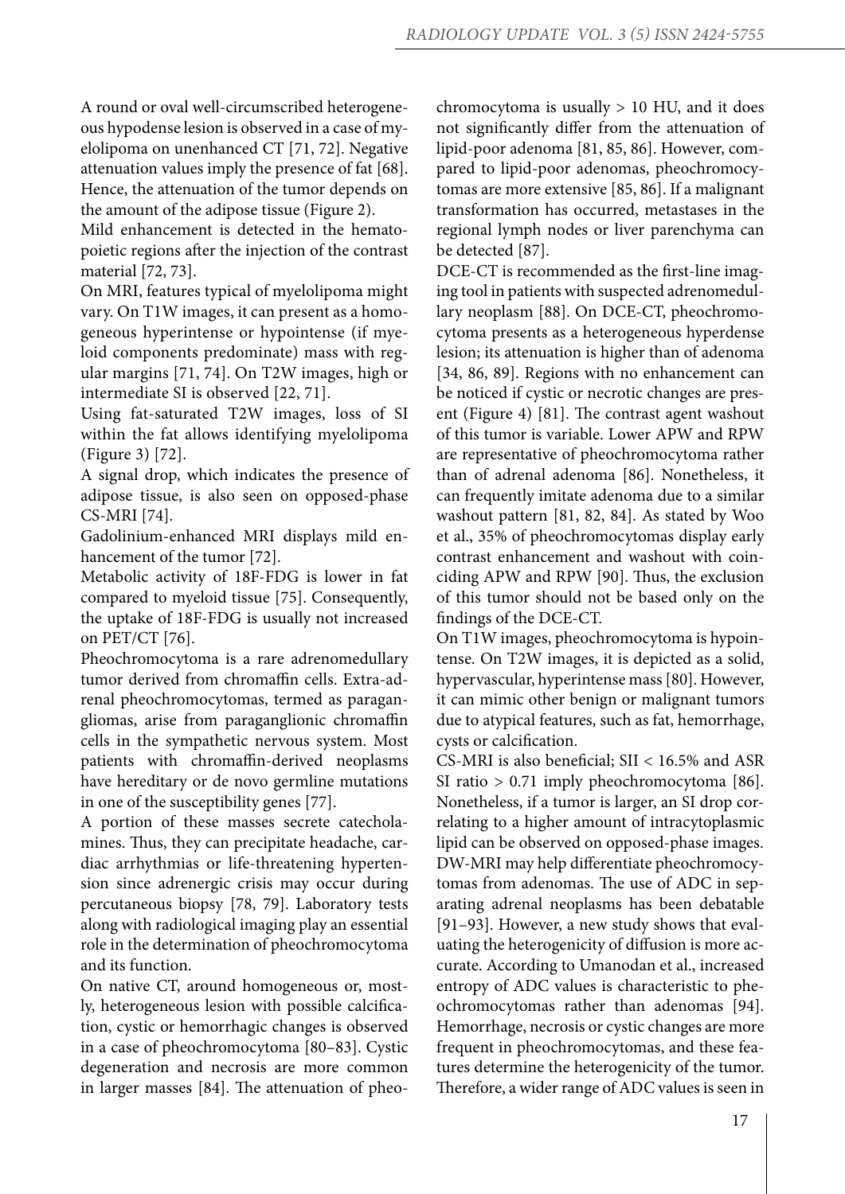A round or oval well-circumscribed heterogeneous hypodense lesion is observed in a case of myelolipoma on unenhanced CT [71, 72]. Negative attenuation values imply the presence of fat [68]. Hence, the attenuation of the tumor depends on the amount of the adipose tissue (Figure 2).

Mild enhancement is detected in the hematopoietic regions after the injection of the contrast material [72, 73].

On MRI, features typical of myelolipoma might vary. On T1W images, it can present as a homogeneous hyperintense or hypointense (if myeloid components predominate) mass with regular margins [71, 74]. On T2W images, high or intermediate SI is observed [22, 71].

Using fat-saturated T2W images, loss of SI within the fat allows identifying myelolipoma (Figure 3) [72].

A signal drop, which indicates the presence of adipose tissue, is also seen on opposed-phase CS-MRI [74].

Gadolinium-enhanced MRI displays mild enhancement of the tumor [72].

Metabolic activity of 18F-FDG is lower in fat compared to myeloid tissue [75]. Consequently, the uptake of 18F-FDG is usually not increased on PET/CT [76].

Pheochromocytoma is a rare adrenomedullary tumor derived from chromaffin cells. Extra-adrenal pheochromocytomas, termed as paragangliomas, arise from paraganglionic chromaffin cells in the sympathetic nervous system. Most patients with chromaffin-derived neoplasms have hereditary or de novo germline mutations in one of the susceptibility genes [77].

A portion of these masses secrete catecholamines. Thus, they can precipitate headache, cardiac arrhythmias or life-threatening hypertension since adrenergic crisis may occur during percutaneous biopsy [78, 79]. Laboratory tests along with radiological imaging play an essential role in the determination of pheochromocytoma and its function.

On native CT, around homogeneous or, mostly, heterogeneous lesion with possible calcification, cystic or hemorrhagic changes is observed in a case of pheochromocytoma [80–83]. Cystic degeneration and necrosis are more common in larger masses [84]. The attenuation of pheochromocytoma is usually > 10 HU, and it does not significantly differ from the attenuation of lipid-poor adenoma [81, 85, 86]. However, compared to lipid-poor adenomas, pheochromocytomas are more extensive [85, 86]. If a malignant transformation has occurred, metastases in the regional lymph nodes or liver parenchyma can be detected [87].

DCE-CT is recommended as the first-line imaging tool in patients with suspected adrenomedullary neoplasm [88]. On DCE-CT, pheochromocytoma presents as a heterogeneous hyperdense lesion; its attenuation is higher than of adenoma [34, 86, 89]. Regions with no enhancement can be noticed if cystic or necrotic changes are present (Figure 4) [81]. The contrast agent washout of this tumor is variable. Lower APW and RPW are representative of pheochromocytoma rather than of adrenal adenoma [86]. Nonetheless, it can frequently imitate adenoma due to a similar washout pattern [81, 82, 84]. As stated by Woo et al., 35% of pheochromocytomas display early contrast enhancement and washout with coinciding APW and RPW [90]. Thus, the exclusion of this tumor should not be based only on the findings of the DCE-CT.

On T1W images, pheochromocytoma is hypointense. On T2W images, it is depicted as a solid, hypervascular, hyperintense mass [80]. However, it can mimic other benign or malignant tumors due to atypical features, such as fat, hemorrhage, cysts or calcification.

CS-MRI is also beneficial; SII < 16.5% and ASR SI ratio > 0.71 imply pheochromocytoma [86]. Nonetheless, if a tumor is larger, an SI drop correlating to a higher amount of intracytoplasmic lipid can be observed on opposed-phase images. DW-MRI may help differentiate pheochromocytomas from adenomas. The use of ADC in separating adrenal neoplasms has been debatable [91–93]. However, a new study shows that evaluating the heterogenicity of diffusion is more accurate. According to Umanodan et al., increased entropy of ADC values is characteristic to pheochromocytomas rather than adenomas [94]. Hemorrhage, necrosis or cystic changes are more frequent in pheochromocytomas, and these features determine the heterogenicity of the tumor. Therefore, a wider range of ADC values is seen in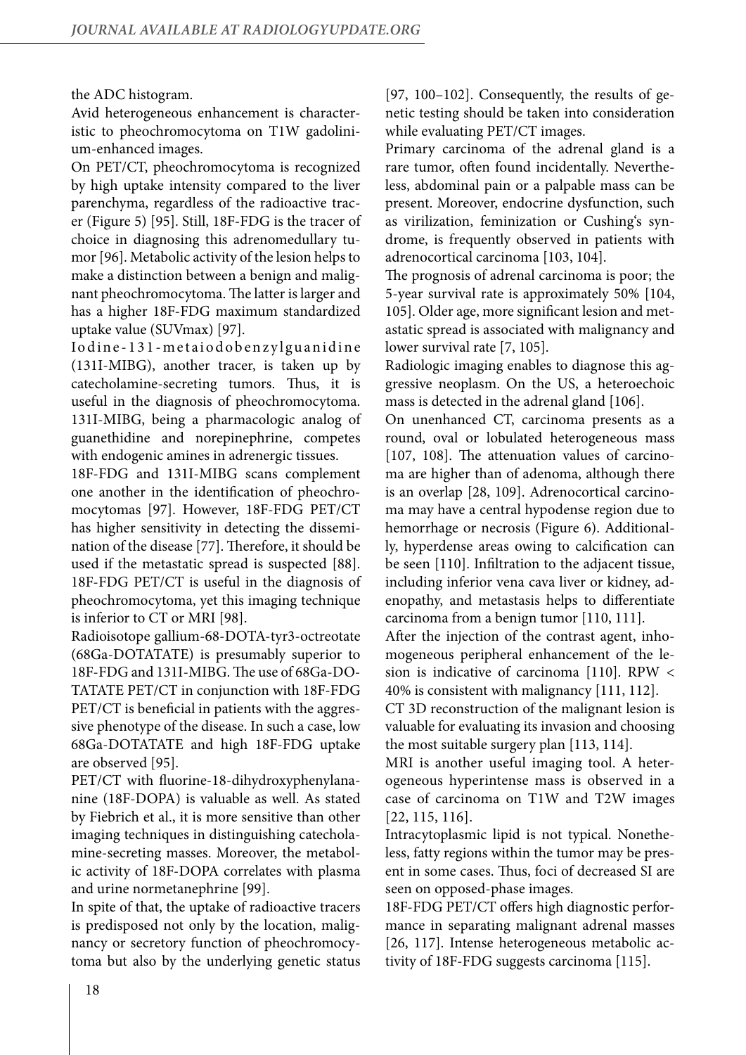the ADC histogram.

Avid heterogeneous enhancement is characteristic to pheochromocytoma on T1W gadolinium-enhanced images.

On PET/CT, pheochromocytoma is recognized by high uptake intensity compared to the liver parenchyma, regardless of the radioactive tracer (Figure 5) [95]. Still, 18F-FDG is the tracer of choice in diagnosing this adrenomedullary tumor [96]. Metabolic activity of the lesion helps to make a distinction between a benign and malignant pheochromocytoma. The latter is larger and has a higher 18F-FDG maximum standardized uptake value (SUVmax) [97].

Iodine-131-metaiodobenzylguanidine (131I-MIBG), another tracer, is taken up by catecholamine-secreting tumors. Thus, it is useful in the diagnosis of pheochromocytoma. 131I-MIBG, being a pharmacologic analog of guanethidine and norepinephrine, competes with endogenic amines in adrenergic tissues.

18F-FDG and 131I-MIBG scans complement one another in the identification of pheochromocytomas [97]. However, 18F-FDG PET/CT has higher sensitivity in detecting the dissemination of the disease [77]. Therefore, it should be used if the metastatic spread is suspected [88]. 18F-FDG PET/CT is useful in the diagnosis of pheochromocytoma, yet this imaging technique is inferior to CT or MRI [98].

Radioisotope gallium-68-DOTA-tyr3-octreotate (68Ga-DOTATATE) is presumably superior to 18F-FDG and 131I-MIBG. The use of 68Ga-DOTATATE PET/CT in conjunction with 18F-FDG PET/CT is beneficial in patients with the aggressive phenotype of the disease. In such a case, low 68Ga-DOTATATE and high 18F-FDG uptake are observed [95].

PET/CT with fluorine-18-dihydroxyphenylananine (18F-DOPA) is valuable as well. As stated by Fiebrich et al., it is more sensitive than other imaging techniques in distinguishing catecholamine-secreting masses. Moreover, the metabolic activity of 18F-DOPA correlates with plasma and urine normetanephrine [99].

In spite of that, the uptake of radioactive tracers is predisposed not only by the location, malignancy or secretory function of pheochromocytoma but also by the underlying genetic status [97, 100–102]. Consequently, the results of genetic testing should be taken into consideration while evaluating PET/CT images.

Primary carcinoma of the adrenal gland is a rare tumor, often found incidentally. Nevertheless, abdominal pain or a palpable mass can be present. Moreover, endocrine dysfunction, such as virilization, feminization or Cushing's syndrome, is frequently observed in patients with adrenocortical carcinoma [103, 104].

The prognosis of adrenal carcinoma is poor; the 5-year survival rate is approximately 50% [104, 105]. Older age, more significant lesion and metastatic spread is associated with malignancy and lower survival rate [7, 105].

Radiologic imaging enables to diagnose this aggressive neoplasm. On the US, a heteroechoic mass is detected in the adrenal gland [106].

On unenhanced CT, carcinoma presents as a round, oval or lobulated heterogeneous mass [107, 108]. The attenuation values of carcinoma are higher than of adenoma, although there is an overlap [28, 109]. Adrenocortical carcinoma may have a central hypodense region due to hemorrhage or necrosis (Figure 6). Additionally, hyperdense areas owing to calcification can be seen [110]. Infiltration to the adjacent tissue, including inferior vena cava liver or kidney, adenopathy, and metastasis helps to differentiate carcinoma from a benign tumor [110, 111].

After the injection of the contrast agent, inhomogeneous peripheral enhancement of the lesion is indicative of carcinoma [110]. RPW < 40% is consistent with malignancy [111, 112].

CT 3D reconstruction of the malignant lesion is valuable for evaluating its invasion and choosing the most suitable surgery plan [113, 114].

MRI is another useful imaging tool. A heterogeneous hyperintense mass is observed in a case of carcinoma on T1W and T2W images [22, 115, 116].

Intracytoplasmic lipid is not typical. Nonetheless, fatty regions within the tumor may be present in some cases. Thus, foci of decreased SI are seen on opposed-phase images.

18F-FDG PET/CT offers high diagnostic performance in separating malignant adrenal masses [26, 117]. Intense heterogeneous metabolic activity of 18F-FDG suggests carcinoma [115].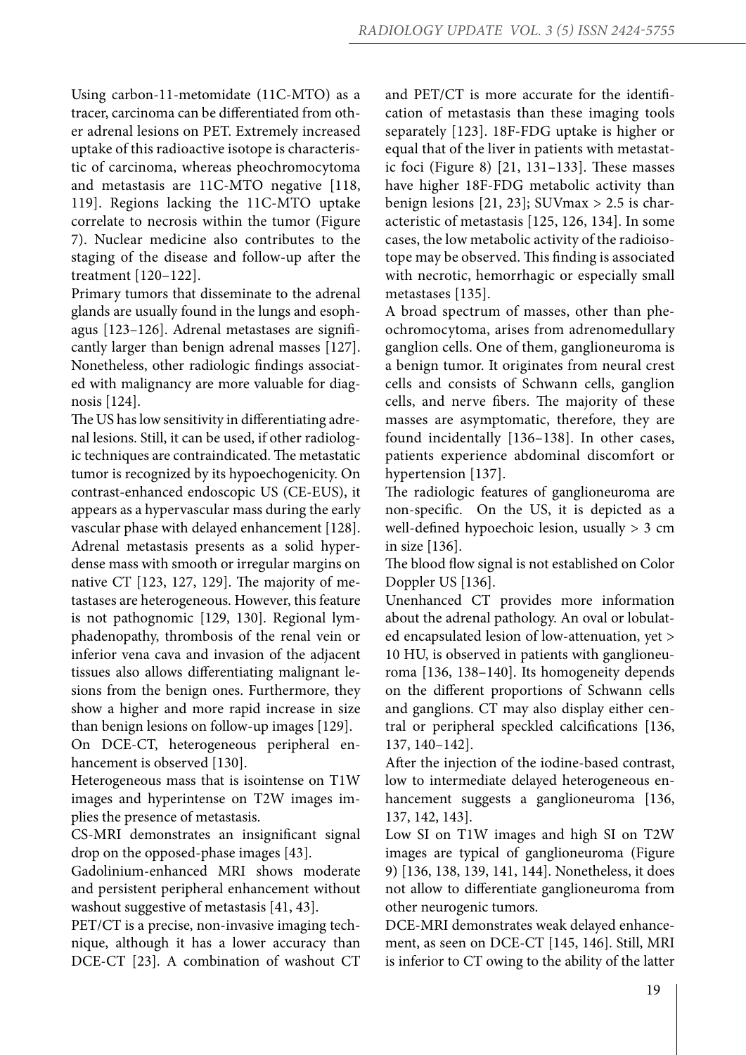Using carbon-11-metomidate (11C-MTO) as a tracer, carcinoma can be differentiated from other adrenal lesions on PET. Extremely increased uptake of this radioactive isotope is characteristic of carcinoma, whereas pheochromocytoma and metastasis are 11C-MTO negative [118, 119]. Regions lacking the 11C-MTO uptake correlate to necrosis within the tumor (Figure 7). Nuclear medicine also contributes to the staging of the disease and follow-up after the treatment [120–122].

Primary tumors that disseminate to the adrenal glands are usually found in the lungs and esophagus [123–126]. Adrenal metastases are significantly larger than benign adrenal masses [127]. Nonetheless, other radiologic findings associated with malignancy are more valuable for diagnosis [124].

The US has low sensitivity in differentiating adrenal lesions. Still, it can be used, if other radiologic techniques are contraindicated. The metastatic tumor is recognized by its hypoechogenicity. On contrast-enhanced endoscopic US (CE-EUS), it appears as a hypervascular mass during the early vascular phase with delayed enhancement [128].

Adrenal metastasis presents as a solid hyperdense mass with smooth or irregular margins on native CT [123, 127, 129]. The majority of metastases are heterogeneous. However, this feature is not pathognomic [129, 130]. Regional lymphadenopathy, thrombosis of the renal vein or inferior vena cava and invasion of the adjacent tissues also allows differentiating malignant lesions from the benign ones. Furthermore, they show a higher and more rapid increase in size than benign lesions on follow-up images [129].

On DCE-CT, heterogeneous peripheral enhancement is observed [130].

Heterogeneous mass that is isointense on T1W images and hyperintense on T2W images implies the presence of metastasis.

CS-MRI demonstrates an insignificant signal drop on the opposed-phase images [43].

Gadolinium-enhanced MRI shows moderate and persistent peripheral enhancement without washout suggestive of metastasis [41, 43].

PET/CT is a precise, non-invasive imaging technique, although it has a lower accuracy than DCE-CT [23]. A combination of washout CT and PET/CT is more accurate for the identification of metastasis than these imaging tools separately [123]. 18F-FDG uptake is higher or equal that of the liver in patients with metastatic foci (Figure 8) [21, 131–133]. These masses have higher 18F-FDG metabolic activity than benign lesions [21, 23]; SUVmax > 2.5 is characteristic of metastasis [125, 126, 134]. In some cases, the low metabolic activity of the radioisotope may be observed. This finding is associated with necrotic, hemorrhagic or especially small metastases [135].

A broad spectrum of masses, other than pheochromocytoma, arises from adrenomedullary ganglion cells. One of them, ganglioneuroma is a benign tumor. It originates from neural crest cells and consists of Schwann cells, ganglion cells, and nerve fibers. The majority of these masses are asymptomatic, therefore, they are found incidentally [136–138]. In other cases, patients experience abdominal discomfort or hypertension [137].

The radiologic features of ganglioneuroma are non-specific. On the US, it is depicted as a well-defined hypoechoic lesion, usually > 3 cm in size [136].

The blood flow signal is not established on Color Doppler US [136].

Unenhanced CT provides more information about the adrenal pathology. An oval or lobulated encapsulated lesion of low-attenuation, yet > 10 HU, is observed in patients with ganglioneuroma [136, 138–140]. Its homogeneity depends on the different proportions of Schwann cells and ganglions. CT may also display either central or peripheral speckled calcifications [136, 137, 140–142].

After the injection of the iodine-based contrast, low to intermediate delayed heterogeneous enhancement suggests a ganglioneuroma [136, 137, 142, 143].

Low SI on T1W images and high SI on T2W images are typical of ganglioneuroma (Figure 9) [136, 138, 139, 141, 144]. Nonetheless, it does not allow to differentiate ganglioneuroma from other neurogenic tumors.

DCE-MRI demonstrates weak delayed enhancement, as seen on DCE-CT [145, 146]. Still, MRI is inferior to CT owing to the ability of the latter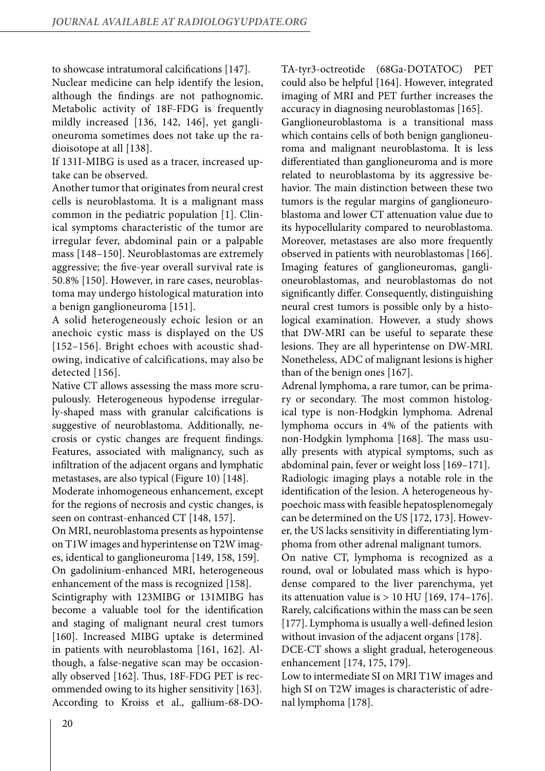to showcase intratumoral calcifications [147].

Nuclear medicine can help identify the lesion, although the findings are not pathognomic. Metabolic activity of 18F-FDG is frequently mildly increased [136, 142, 146], yet ganglioneuroma sometimes does not take up the radioisotope at all [138].

If 131I-MIBG is used as a tracer, increased uptake can be observed.

Another tumor that originates from neural crest cells is neuroblastoma. It is a malignant mass common in the pediatric population [1]. Clinical symptoms characteristic of the tumor are irregular fever, abdominal pain or a palpable mass [148–150]. Neuroblastomas are extremely aggressive; the five-year overall survival rate is 50.8% [150]. However, in rare cases, neuroblastoma may undergo histological maturation into a benign ganglioneuroma [151].

A solid heterogeneously echoic lesion or an anechoic cystic mass is displayed on the US [152–156]. Bright echoes with acoustic shadowing, indicative of calcifications, may also be detected [156].

Native CT allows assessing the mass more scrupulously. Heterogeneous hypodense irregularly-shaped mass with granular calcifications is suggestive of neuroblastoma. Additionally, necrosis or cystic changes are frequent findings. Features, associated with malignancy, such as infiltration of the adjacent organs and lymphatic metastases, are also typical (Figure 10) [148].

Moderate inhomogeneous enhancement, except for the regions of necrosis and cystic changes, is seen on contrast-enhanced CT [148, 157].

On MRI, neuroblastoma presents as hypointense on T1W images and hyperintense on T2W images, identical to ganglioneuroma [149, 158, 159].

On gadolinium-enhanced MRI, heterogeneous enhancement of the mass is recognized [158].

Scintigraphy with 123MIBG or 131MIBG has become a valuable tool for the identification and staging of malignant neural crest tumors [160]. Increased MIBG uptake is determined in patients with neuroblastoma [161, 162]. Although, a false-negative scan may be occasionally observed [162]. Thus, 18F-FDG PET is recommended owing to its higher sensitivity [163]. According to Kroiss et al., gallium-68-DOTA-tyr3-octreotide (68Ga-DOTATOC) PET could also be helpful [164]. However, integrated imaging of MRI and PET further increases the accuracy in diagnosing neuroblastomas [165].

Ganglioneuroblastoma is a transitional mass which contains cells of both benign ganglioneuroma and malignant neuroblastoma. It is less differentiated than ganglioneuroma and is more related to neuroblastoma by its aggressive behavior. The main distinction between these two tumors is the regular margins of ganglioneuroblastoma and lower CT attenuation value due to its hypocellularity compared to neuroblastoma. Moreover, metastases are also more frequently observed in patients with neuroblastomas [166]. Imaging features of ganglioneuromas, ganglioneuroblastomas, and neuroblastomas do not significantly differ. Consequently, distinguishing neural crest tumors is possible only by a histological examination. However, a study shows that DW-MRI can be useful to separate these lesions. They are all hyperintense on DW-MRI. Nonetheless, ADC of malignant lesions is higher than of the benign ones [167].

Adrenal lymphoma, a rare tumor, can be primary or secondary. The most common histological type is non-Hodgkin lymphoma. Adrenal lymphoma occurs in 4% of the patients with non-Hodgkin lymphoma [168]. The mass usually presents with atypical symptoms, such as abdominal pain, fever or weight loss [169–171].

Radiologic imaging plays a notable role in the identification of the lesion. A heterogeneous hypoechoic mass with feasible hepatosplenomegaly can be determined on the US [172, 173]. However, the US lacks sensitivity in differentiating lymphoma from other adrenal malignant tumors.

On native CT, lymphoma is recognized as a round, oval or lobulated mass which is hypodense compared to the liver parenchyma, yet its attenuation value is > 10 HU [169, 174–176]. Rarely, calcifications within the mass can be seen [177]. Lymphoma is usually a well-defined lesion without invasion of the adjacent organs [178].

DCE-CT shows a slight gradual, heterogeneous enhancement [174, 175, 179].

Low to intermediate SI on MRI T1W images and high SI on T2W images is characteristic of adrenal lymphoma [178].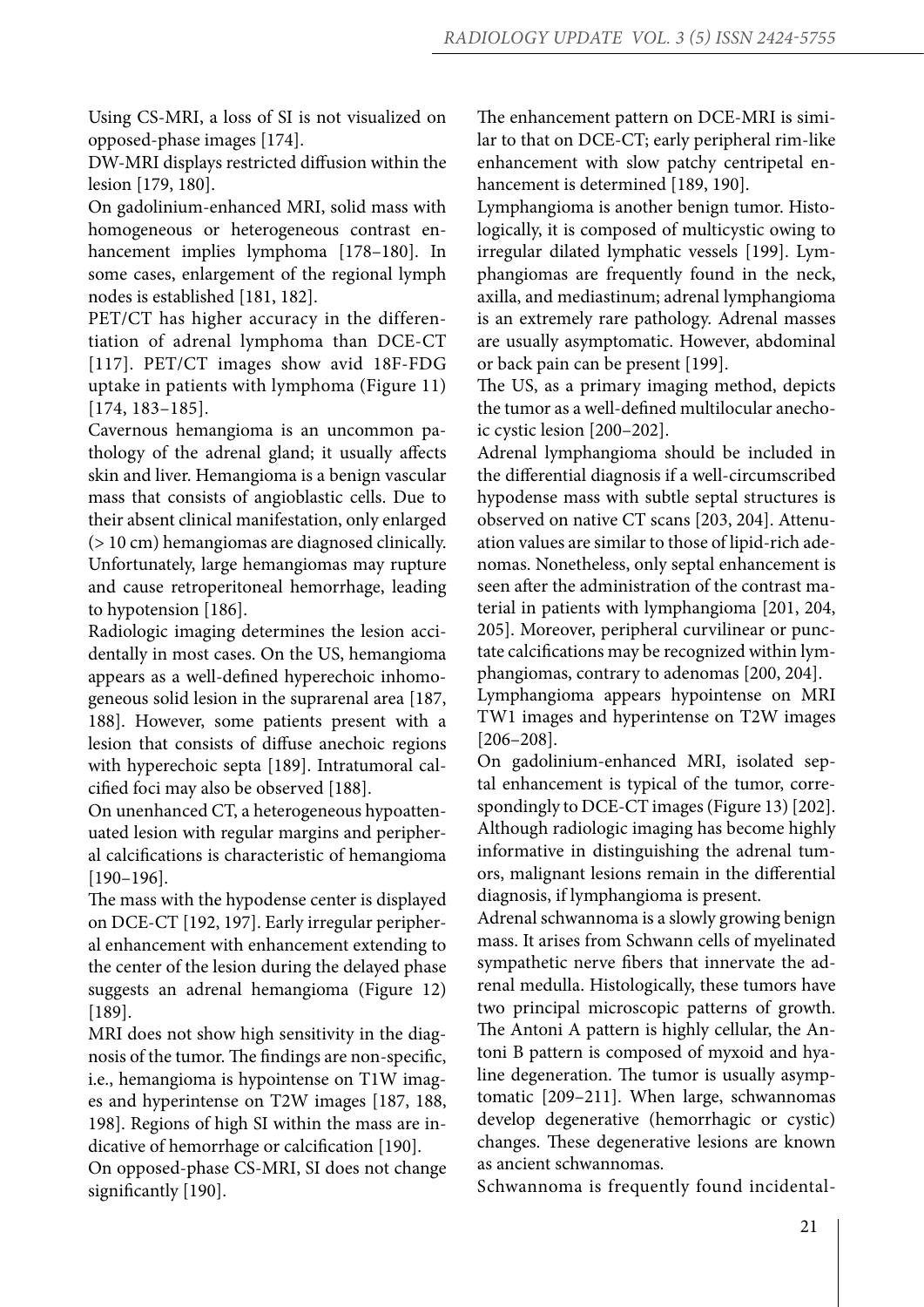Using CS-MRI, a loss of SI is not visualized on opposed-phase images [174].

DW-MRI displays restricted diffusion within the lesion [179, 180].

On gadolinium-enhanced MRI, solid mass with homogeneous or heterogeneous contrast enhancement implies lymphoma [178–180]. In some cases, enlargement of the regional lymph nodes is established [181, 182].

PET/CT has higher accuracy in the differentiation of adrenal lymphoma than DCE-CT [117]. PET/CT images show avid 18F-FDG uptake in patients with lymphoma (Figure 11) [174, 183–185].

Cavernous hemangioma is an uncommon pathology of the adrenal gland; it usually affects skin and liver. Hemangioma is a benign vascular mass that consists of angioblastic cells. Due to their absent clinical manifestation, only enlarged (> 10 cm) hemangiomas are diagnosed clinically. Unfortunately, large hemangiomas may rupture and cause retroperitoneal hemorrhage, leading to hypotension [186].

Radiologic imaging determines the lesion accidentally in most cases. On the US, hemangioma appears as a well-defined hyperechoic inhomogeneous solid lesion in the suprarenal area [187, 188]. However, some patients present with a lesion that consists of diffuse anechoic regions with hyperechoic septa [189]. Intratumoral calcified foci may also be observed [188].

On unenhanced CT, a heterogeneous hypoattenuated lesion with regular margins and peripheral calcifications is characteristic of hemangioma [190–196].

The mass with the hypodense center is displayed on DCE-CT [192, 197]. Early irregular peripheral enhancement with enhancement extending to the center of the lesion during the delayed phase suggests an adrenal hemangioma (Figure 12) [189].

MRI does not show high sensitivity in the diagnosis of the tumor. The findings are non-specific, i.e., hemangioma is hypointense on T1W images and hyperintense on T2W images [187, 188, 198]. Regions of high SI within the mass are indicative of hemorrhage or calcification [190].

On opposed-phase CS-MRI, SI does not change significantly [190].

The enhancement pattern on DCE-MRI is similar to that on DCE-CT; early peripheral rim-like enhancement with slow patchy centripetal enhancement is determined [189, 190].

Lymphangioma is another benign tumor. Histologically, it is composed of multicystic owing to irregular dilated lymphatic vessels [199]. Lymphangiomas are frequently found in the neck, axilla, and mediastinum; adrenal lymphangioma is an extremely rare pathology. Adrenal masses are usually asymptomatic. However, abdominal or back pain can be present [199].

The US, as a primary imaging method, depicts the tumor as a well-defined multilocular anechoic cystic lesion [200–202].

Adrenal lymphangioma should be included in the differential diagnosis if a well-circumscribed hypodense mass with subtle septal structures is observed on native CT scans [203, 204]. Attenuation values are similar to those of lipid-rich adenomas. Nonetheless, only septal enhancement is seen after the administration of the contrast material in patients with lymphangioma [201, 204, 205]. Moreover, peripheral curvilinear or punctate calcifications may be recognized within lymphangiomas, contrary to adenomas [200, 204].

Lymphangioma appears hypointense on MRI TW1 images and hyperintense on T2W images [206–208].

On gadolinium-enhanced MRI, isolated septal enhancement is typical of the tumor, correspondingly to DCE-CT images (Figure 13) [202]. Although radiologic imaging has become highly informative in distinguishing the adrenal tumors, malignant lesions remain in the differential diagnosis, if lymphangioma is present.

Adrenal schwannoma is a slowly growing benign mass. It arises from Schwann cells of myelinated sympathetic nerve fibers that innervate the adrenal medulla. Histologically, these tumors have two principal microscopic patterns of growth. The Antoni A pattern is highly cellular, the Antoni B pattern is composed of myxoid and hyaline degeneration. The tumor is usually asymptomatic [209–211]. When large, schwannomas develop degenerative (hemorrhagic or cystic) changes. These degenerative lesions are known as ancient schwannomas.

Schwannoma is frequently found incidental-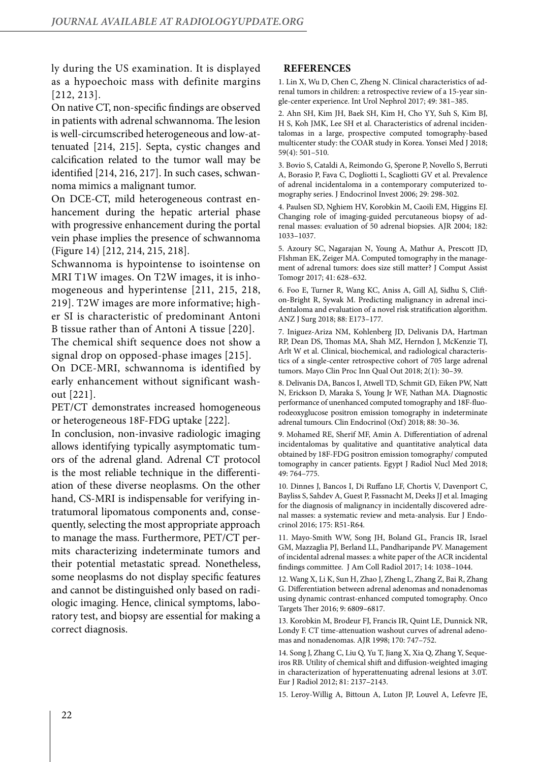ly during the US examination. It is displayed as a hypoechoic mass with definite margins [212, 213].

On native CT, non-specific findings are observed in patients with adrenal schwannoma. The lesion is well-circumscribed heterogeneous and low-attenuated [214, 215]. Septa, cystic changes and calcification related to the tumor wall may be identified [214, 216, 217]. In such cases, schwannoma mimics a malignant tumor.

On DCE-CT, mild heterogeneous contrast enhancement during the hepatic arterial phase with progressive enhancement during the portal vein phase implies the presence of schwannoma (Figure 14) [212, 214, 215, 218].

Schwannoma is hypointense to isointense on MRI T1W images. On T2W images, it is inhomogeneous and hyperintense [211, 215, 218, 219]. T2W images are more informative; higher SI is characteristic of predominant Antoni B tissue rather than of Antoni A tissue [220].

The chemical shift sequence does not show a signal drop on opposed-phase images [215].

On DCE-MRI, schwannoma is identified by early enhancement without significant washout [221].

PET/CT demonstrates increased homogeneous or heterogeneous 18F-FDG uptake [222].

In conclusion, non-invasive radiologic imaging allows identifying typically asymptomatic tumors of the adrenal gland. Adrenal CT protocol is the most reliable technique in the differentiation of these diverse neoplasms. On the other hand, CS-MRI is indispensable for verifying intratumoral lipomatous components and, consequently, selecting the most appropriate approach to manage the mass. Furthermore, PET/CT permits characterizing indeterminate tumors and their potential metastatic spread. Nonetheless, some neoplasms do not display specific features and cannot be distinguished only based on radiologic imaging. Hence, clinical symptoms, laboratory test, and biopsy are essential for making a correct diagnosis.

## REFERENCES

1. Lin X, Wu D, Chen C, Zheng N. Clinical characteristics of adrenal tumors in children: a retrospective review of a 15-year single-center experience. Int Urol Nephrol 2017; 49: 381–385.

2. Ahn SH, Kim JH, Baek SH, Kim H, Cho YY, Suh S, Kim BJ, H S, Koh JMK, Lee SH et al. Characteristics of adrenal incidentalomas in a large, prospective computed tomography-based multicenter study: the COAR study in Korea. Yonsei Med J 2018; 59(4): 501–510.

3. Bovio S, Cataldi A, Reimondo G, Sperone P, Novello S, Berruti A, Borasio P, Fava C, Dogliotti L, Scagliotti GV et al. Prevalence of adrenal incidentaloma in a contemporary computerized tomography series. J Endocrinol Invest 2006; 29: 298-302.

4. Paulsen SD, Nghiem HV, Korobkin M, Caoili EM, Higgins EJ. Changing role of imaging-guided percutaneous biopsy of adrenal masses: evaluation of 50 adrenal biopsies. AJR 2004; 182: 1033–1037.

5. Azoury SC, Nagarajan N, Young A, Mathur A, Prescott JD, FIshman EK, Zeiger MA. Computed tomography in the management of adrenal tumors: does size still matter? J Comput Assist Tomogr 2017; 41: 628–632.

6. Foo E, Turner R, Wang KC, Aniss A, Gill AJ, Sidhu S, Clifton-Bright R, Sywak M. Predicting malignancy in adrenal incidentaloma and evaluation of a novel risk stratification algorithm. ANZ J Surg 2018; 88: E173–177.

7. Iniguez-Ariza NM, Kohlenberg JD, Delivanis DA, Hartman RP, Dean DS, Thomas MA, Shah MZ, Herndon J, McKenzie TJ, Arlt W et al. Clinical, biochemical, and radiological characteristics of a single-center retrospective cohort of 705 large adrenal tumors. Mayo Clin Proc Inn Qual Out 2018; 2(1): 30–39.

8. Delivanis DA, Bancos I, Atwell TD, Schmit GD, Eiken PW, Natt N, Erickson D, Maraka S, Young Jr WF, Nathan MA. Diagnostic performance of unenhanced computed tomography and 18F-fluorodeoxyglucose positron emission tomography in indeterminate adrenal tumours. Clin Endocrinol (Oxf) 2018; 88: 30–36.

9. Mohamed RE, Sherif MF, Amin A. Differentiation of adrenal incidentalomas by qualitative and quantitative analytical data obtained by 18F-FDG positron emission tomography/ computed tomography in cancer patients. Egypt J Radiol Nucl Med 2018; 49: 764–775.

10. Dinnes J, Bancos I, Di Ruffano LF, Chortis V, Davenport C, Bayliss S, Sahdev A, Guest P, Fassnacht M, Deeks JJ et al. Imaging for the diagnosis of malignancy in incidentally discovered adrenal masses: a systematic review and meta-analysis. Eur J Endocrinol 2016; 175: R51-R64.

11. Mayo-Smith WW, Song JH, Boland GL, Francis IR, Israel GM, Mazzaglia PJ, Berland LL, Pandharipande PV. Management of incidental adrenal masses: a white paper of the ACR incidental findings committee. J Am Coll Radiol 2017; 14: 1038–1044.

12. Wang X, Li K, Sun H, Zhao J, Zheng L, Zhang Z, Bai R, Zhang G. Differentiation between adrenal adenomas and nonadenomas using dynamic contrast-enhanced computed tomography. Onco Targets Ther 2016; 9: 6809–6817.

13. Korobkin M, Brodeur FJ, Francis IR, Quint LE, Dunnick NR, Londy F. CT time-attenuation washout curves of adrenal adenomas and nonadenomas. AJR 1998; 170: 747–752.

14. Song J, Zhang C, Liu Q, Yu T, Jiang X, Xia Q, Zhang Y, Sequeiros RB. Utility of chemical shift and diffusion-weighted imaging in characterization of hyperattenuating adrenal lesions at 3.0T. Eur J Radiol 2012; 81: 2137–2143.

15. Leroy-Willig A, Bittoun A, Luton JP, Louvel A, Lefevre JE,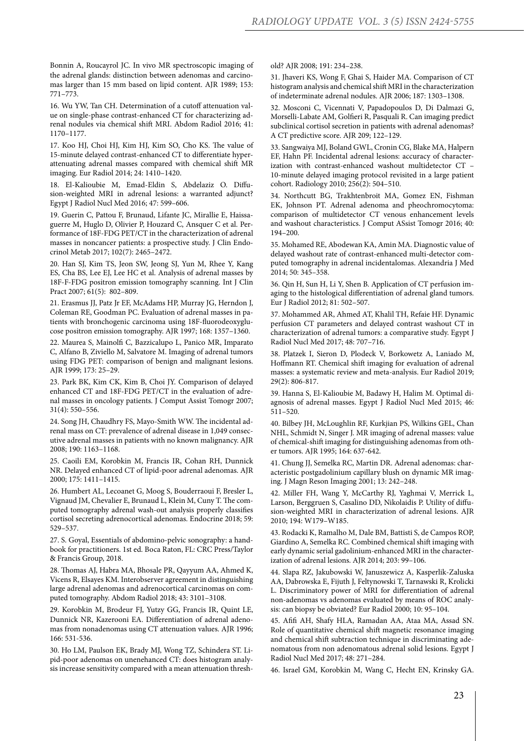Bonnin A, Roucayrol JC. In vivo MR spectroscopic imaging of the adrenal glands: distinction between adenomas and carcinomas larger than 15 mm based on lipid content. AJR 1989; 153: 771–773.

16. Wu YW, Tan CH. Determination of a cutoff attenuation value on single-phase contrast-enhanced CT for characterizing adrenal nodules via chemical shift MRI. Abdom Radiol 2016; 41: 1170–1177.

17. Koo HJ, Choi HJ, Kim HJ, Kim SO, Cho KS. The value of 15-minute delayed contrast-enhanced CT to differentiate hyperattenuating adrenal masses compared with chemical shift MR imaging. Eur Radiol 2014; 24: 1410–1420.

18. El-Kalioubie M, Emad-Eldin S, Abdelaziz O. Diffusion-weighted MRI in adrenal lesions: a warranted adjunct? Egypt J Radiol Nucl Med 2016; 47: 599–606.

19. Guerin C, Pattou F, Brunaud, Lifante JC, Mirallie E, Haissaguerre M, Huglo D, Olivier P, Houzard C, Ansquer C et al. Performance of 18F-FDG PET/CT in the characterization of adrenal masses in noncancer patients: a prospective study. J Clin Endocrinol Metab 2017; 102(7): 2465–2472.

20. Han SJ, Kim TS, Jeon SW, Jeong SJ, Yun M, Rhee Y, Kang ES, Cha BS, Lee EJ, Lee HC et al. Analysis of adrenal masses by 18F-F-FDG positron emission tomography scanning. Int J Clin Pract 2007; 61(5): 802–809.

21. Erasmus JJ, Patz Jr EF, McAdams HP, Murray JG, Herndon J, Coleman RE, Goodman PC. Evaluation of adrenal masses in patients with bronchogenic carcinoma using 18F-fluorodeoxyglucose positron emission tomography. AJR 1997; 168: 1357–1360.

22. Maurea S, Mainolfi C, Bazzicalupo L, Panico MR, Imparato C, Alfano B, Ziviello M, Salvatore M. Imaging of adrenal tumors using FDG PET: comparison of benign and malignant lesions. AJR 1999; 173: 25–29.

23. Park BK, Kim CK, Kim B, Choi JY. Comparison of delayed enhanced CT and 18F-FDG PET/CT in the evaluation of adrenal masses in oncology patients. J Comput Assist Tomogr 2007; 31(4): 550–556.

24. Song JH, Chaudhry FS, Mayo-Smith WW. The incidental adrenal mass on CT: prevalence of adrenal disease in 1,049 consecutive adrenal masses in patients with no known malignancy. AJR 2008; 190: 1163–1168.

25. Caoili EM, Korobkin M, Francis IR, Cohan RH, Dunnick NR. Delayed enhanced CT of lipid-poor adrenal adenomas. AJR 2000; 175: 1411–1415.

26. Humbert AL, Lecoanet G, Moog S, Bouderraoui F, Bresler L, Vignaud JM, Chevalier E, Brunaud L, Klein M, Cuny T. The computed tomography adrenal wash-out analysis properly classifies cortisol secreting adrenocortical adenomas. Endocrine 2018; 59: 529–537.

27. S. Goyal, Essentials of abdomino-pelvic sonography: a handbook for practitioners. 1st ed. Boca Raton, FL: CRC Press/Taylor & Francis Group, 2018.

28. Thomas AJ, Habra MA, Bhosale PR, Qayyum AA, Ahmed K, Vicens R, Elsayes KM. Interobserver agreement in distinguishing large adrenal adenomas and adrenocortical carcinomas on computed tomography. Abdom Radiol 2018; 43: 3101–3108.

29. Korobkin M, Brodeur FJ, Yutzy GG, Francis IR, Quint LE, Dunnick NR, Kazerooni EA. Differentiation of adrenal adenomas from nonadenomas using CT attenuation values. AJR 1996; 166: 531-536.

30. Ho LM, Paulson EK, Brady MJ, Wong TZ, Schindera ST. Lipid-poor adenomas on unenehanced CT: does histogram analysis increase sensitivity compared with a mean attenuation threshold? AJR 2008; 191: 234–238.

31. Jhaveri KS, Wong F, Ghai S, Haider MA. Comparison of CT histogram analysis and chemical shift MRI in the characterization of indeterminate adrenal nodules. AJR 2006; 187: 1303–1308.

32. Mosconi C, Vicennati V, Papadopoulos D, Di Dalmazi G, Morselli-Labate AM, Golfieri R, Pasquali R. Can imaging predict subclinical cortisol secretion in patients with adrenal adenomas? A CT predictive score. AJR 209; 122–129.

33. Sangwaiya MJ, Boland GWL, Cronin CG, Blake MA, Halpern EF, Hahn PF. Incidental adrenal lesions: accuracy of characterization with contrast-enhanced washout multidetector CT – 10-minute delayed imaging protocol revisited in a large patient cohort. Radiology 2010; 256(2): 504–510.

34. Northcutt BG, Trakhtenbroit MA, Gomez EN, Fishman EK, Johnson PT. Adrenal adenoma and pheochromocytoma: comparison of multidetector CT venous enhancement levels and washout characteristics. J Comput ASsist Tomogr 2016; 40: 194–200.

35. Mohamed RE, Abodewan KA, Amin MA. Diagnostic value of delayed washout rate of contrast-enhanced multi-detector computed tomography in adrenal incidentalomas. Alexandria J Med 2014; 50: 345–358.

36. Qin H, Sun H, Li Y, Shen B. Application of CT perfusion imaging to the histological differentiation of adrenal gland tumors. Eur J Radiol 2012; 81: 502–507.

37. Mohammed AR, Ahmed AT, Khalil TH, Refaie HF. Dynamic perfusion CT parameters and delayed contrast washout CT in characterization of adrenal tumors: a comparative study. Egypt J Radiol Nucl Med 2017; 48: 707–716.

38. Platzek I, Sieron D, Plodeck V, Borkowetz A, Laniado M, Hoffmann RT. Chemical shift imaging for evaluation of adrenal masses: a systematic review and meta-analysis. Eur Radiol 2019; 29(2): 806-817.

39. Hanna S, El-Kalioubie M, Badawy H, Halim M. Optimal diagnosis of adrenal masses. Egypt J Radiol Nucl Med 2015; 46: 511–520.

40. Bilbey JH, McLoughlin RF, Kurkjian PS, Wilkins GEL, Chan NHL, Schmidt N, Singer J. MR imaging of adrenal masses: value of chemical-shift imaging for distinguishing adenomas from other tumors. AJR 1995; 164: 637-642.

41. Chung JJ, Semelka RC, Martin DR. Adrenal adenomas: characteristic postgadolinium capillary blush on dynamic MR imaging. J Magn Reson Imaging 2001; 13: 242–248.

42. Miller FH, Wang Y, McCarthy RJ, Yaghmai V, Merrick L, Larson, Berggruen S, Casalino DD, Nikolaidis P. Utility of diffusion-weighted MRI in characterization of adrenal lesions. AJR 2010; 194: W179–W185.

43. Rodacki K, Ramalho M, Dale BM, Battisti S, de Campos ROP, Giardino A, Semelka RC. Combined chemical shift imaging with early dynamic serial gadolinium-enhanced MRI in the characterization of adrenal lesions. AJR 2014; 203: 99–106.

44. Slapa RZ, Jakubowski W, Januszewicz A, Kasperlik-Zaluska AA, Dabrowska E, Fijuth J, Feltynowski T, Tarnawski R, Krolicki L. Discriminatory power of MRI for differentiation of adrenal non-adenomas vs adenomas evaluated by means of ROC analysis: can biopsy be obviated? Eur Radiol 2000; 10: 95–104.

45. Afifi AH, Shafy HLA, Ramadan AA, Ataa MA, Assad SN. Role of quantitative chemical shift magnetic resonance imaging and chemical shift subtraction technique in discriminating adenomatous from non adenomatous adrenal solid lesions. Egypt J Radiol Nucl Med 2017; 48: 271–284.

46. Israel GM, Korobkin M, Wang C, Hecht EN, Krinsky GA.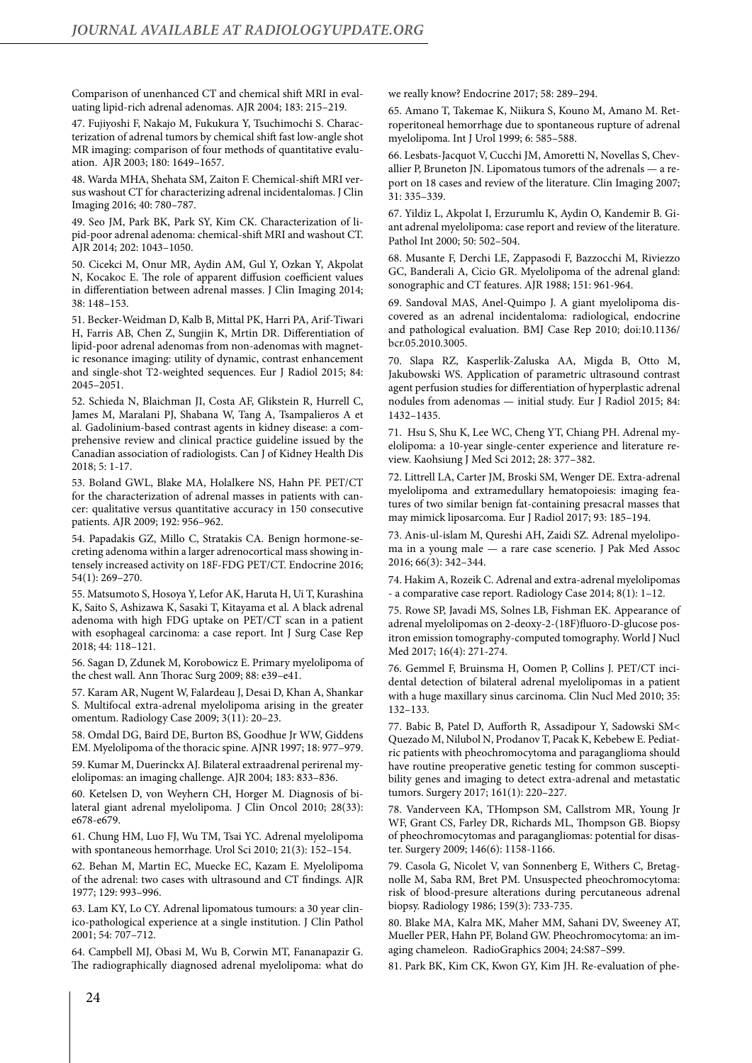Comparison of unenhanced CT and chemical shift MRI in evaluating lipid-rich adrenal adenomas. AJR 2004; 183: 215–219.

47. Fujiyoshi F, Nakajo M, Fukukura Y, Tsuchimochi S. Characterization of adrenal tumors by chemical shift fast low-angle shot MR imaging: comparison of four methods of quantitative evaluation. AJR 2003; 180: 1649–1657.

48. Warda MHA, Shehata SM, Zaiton F. Chemical-shift MRI versus washout CT for characterizing adrenal incidentalomas. J Clin Imaging 2016; 40: 780–787.

49. Seo JM, Park BK, Park SY, Kim CK. Characterization of lipid-poor adrenal adenoma: chemical-shift MRI and washout CT. AJR 2014; 202: 1043–1050.

50. Cicekci M, Onur MR, Aydin AM, Gul Y, Ozkan Y, Akpolat N, Kocakoc E. The role of apparent diffusion coefficient values in differentiation between adrenal masses. J Clin Imaging 2014; 38: 148–153.

51. Becker-Weidman D, Kalb B, Mittal PK, Harri PA, Arif-Tiwari H, Farris AB, Chen Z, Sungjin K, Mrtin DR. Differentiation of lipid-poor adrenal adenomas from non-adenomas with magnetic resonance imaging: utility of dynamic, contrast enhancement and single-shot T2-weighted sequences. Eur J Radiol 2015; 84: 2045–2051.

52. Schieda N, Blaichman JI, Costa AF, Glikstein R, Hurrell C, James M, Maralani PJ, Shabana W, Tang A, Tsampalieros A et al. Gadolinium-based contrast agents in kidney disease: a comprehensive review and clinical practice guideline issued by the Canadian association of radiologists. Can J of Kidney Health Dis 2018; 5: 1-17.

53. Boland GWL, Blake MA, Holalkere NS, Hahn PF. PET/CT for the characterization of adrenal masses in patients with cancer: qualitative versus quantitative accuracy in 150 consecutive patients. AJR 2009; 192: 956–962.

54. Papadakis GZ, Millo C, Stratakis CA. Benign hormone-secreting adenoma within a larger adrenocortical mass showing intensely increased activity on 18F-FDG PET/CT. Endocrine 2016; 54(1): 269–270.

55. Matsumoto S, Hosoya Y, Lefor AK, Haruta H, Ui T, Kurashina K, Saito S, Ashizawa K, Sasaki T, Kitayama et al. A black adrenal adenoma with high FDG uptake on PET/CT scan in a patient with esophageal carcinoma: a case report. Int J Surg Case Rep 2018; 44: 118–121.

56. Sagan D, Zdunek M, Korobowicz E. Primary myelolipoma of the chest wall. Ann Thorac Surg 2009; 88: e39–e41.

57. Karam AR, Nugent W, Falardeau J, Desai D, Khan A, Shankar S. Multifocal extra-adrenal myelolipoma arising in the greater omentum. Radiology Case 2009; 3(11): 20–23.

58. Omdal DG, Baird DE, Burton BS, Goodhue Jr WW, Giddens EM. Myelolipoma of the thoracic spine. AJNR 1997; 18: 977–979.

59. Kumar M, Duerinckx AJ. Bilateral extraadrenal perirenal myelolipomas: an imaging challenge. AJR 2004; 183: 833–836.

60. Ketelsen D, von Weyhern CH, Horger M. Diagnosis of bilateral giant adrenal myelolipoma. J Clin Oncol 2010; 28(33): e678-e679.

61. Chung HM, Luo FJ, Wu TM, Tsai YC. Adrenal myelolipoma with spontaneous hemorrhage. Urol Sci 2010; 21(3): 152–154.

62. Behan M, Martin EC, Muecke EC, Kazam E. Myelolipoma of the adrenal: two cases with ultrasound and CT findings. AJR 1977; 129: 993–996.

63. Lam KY, Lo CY. Adrenal lipomatous tumours: a 30 year clinico-pathological experience at a single institution. J Clin Pathol 2001; 54: 707–712.

64. Campbell MJ, Obasi M, Wu B, Corwin MT, Fananapazir G. The radiographically diagnosed adrenal myelolipoma: what do we really know? Endocrine 2017; 58: 289–294.

65. Amano T, Takemae K, Niikura S, Kouno M, Amano M. Retroperitoneal hemorrhage due to spontaneous rupture of adrenal myelolipoma. Int J Urol 1999; 6: 585–588.

66. Lesbats-Jacquot V, Cucchi JM, Amoretti N, Novellas S, Chevallier P, Bruneton JN. Lipomatous tumors of the adrenals — a report on 18 cases and review of the literature. Clin Imaging 2007; 31: 335–339.

67. Yildiz L, Akpolat I, Erzurumlu K, Aydin O, Kandemir B. Giant adrenal myelolipoma: case report and review of the literature. Pathol Int 2000; 50: 502–504.

68. Musante F, Derchi LE, Zappasodi F, Bazzocchi M, Riviezzo GC, Banderali A, Cicio GR. Myelolipoma of the adrenal gland: sonographic and CT features. AJR 1988; 151: 961-964.

69. Sandoval MAS, Anel-Quimpo J. A giant myelolipoma discovered as an adrenal incidentaloma: radiological, endocrine and pathological evaluation. BMJ Case Rep 2010; doi:10.1136/bcr.05.2010.3005.

70. Slapa RZ, Kasperlik-Zaluska AA, Migda B, Otto M, Jakubowski WS. Application of parametric ultrasound contrast agent perfusion studies for differentiation of hyperplastic adrenal nodules from adenomas — initial study. Eur J Radiol 2015; 84: 1432–1435.

71. Hsu S, Shu K, Lee WC, Cheng YT, Chiang PH. Adrenal myelolipoma: a 10-year single-center experience and literature review. Kaohsiung J Med Sci 2012; 28: 377–382.

72. Littrell LA, Carter JM, Broski SM, Wenger DE. Extra-adrenal myelolipoma and extramedullary hematopoiesis: imaging features of two similar benign fat-containing presacral masses that may mimick liposarcoma. Eur J Radiol 2017; 93: 185–194.

73. Anis-ul-islam M, Qureshi AH, Zaidi SZ. Adrenal myelolipoma in a young male — a rare case scenerio. J Pak Med Assoc 2016; 66(3): 342–344.

74. Hakim A, Rozeik C. Adrenal and extra-adrenal myelolipomas - a comparative case report. Radiology Case 2014; 8(1): 1–12.

75. Rowe SP, Javadi MS, Solnes LB, Fishman EK. Appearance of adrenal myelolipomas on 2-deoxy-2-(18F)fluoro-D-glucose positron emission tomography-computed tomography. World J Nucl Med 2017; 16(4): 271-274.

76. Gemmel F, Bruinsma H, Oomen P, Collins J. PET/CT incidental detection of bilateral adrenal myelolipomas in a patient with a huge maxillary sinus carcinoma. Clin Nucl Med 2010; 35: 132–133.

77. Babic B, Patel D, Aufforth R, Assadipour Y, Sadowski SM< Quezado M, Nilubol N, Prodanov T, Pacak K, Kebebew E. Pediatric patients with pheochromocytoma and paraganglioma should have routine preoperative genetic testing for common susceptibility genes and imaging to detect extra-adrenal and metastatic tumors. Surgery 2017; 161(1): 220–227.

78. Vanderveen KA, THompson SM, Callstrom MR, Young Jr WF, Grant CS, Farley DR, Richards ML, Thompson GB. Biopsy of pheochromocytomas and paragangliomas: potential for disaster. Surgery 2009; 146(6): 1158-1166.

79. Casola G, Nicolet V, van Sonnenberg E, Withers C, Bretagnolle M, Saba RM, Bret PM. Unsuspected pheochromocytoma: risk of blood-presure alterations during percutaneous adrenal biopsy. Radiology 1986; 159(3): 733-735.

80. Blake MA, Kalra MK, Maher MM, Sahani DV, Sweeney AT, Mueller PER, Hahn PF, Boland GW. Pheochromocytoma: an imaging chameleon. RadioGraphics 2004; 24:S87–S99.

81. Park BK, Kim CK, Kwon GY, Kim JH. Re-evaluation of phe-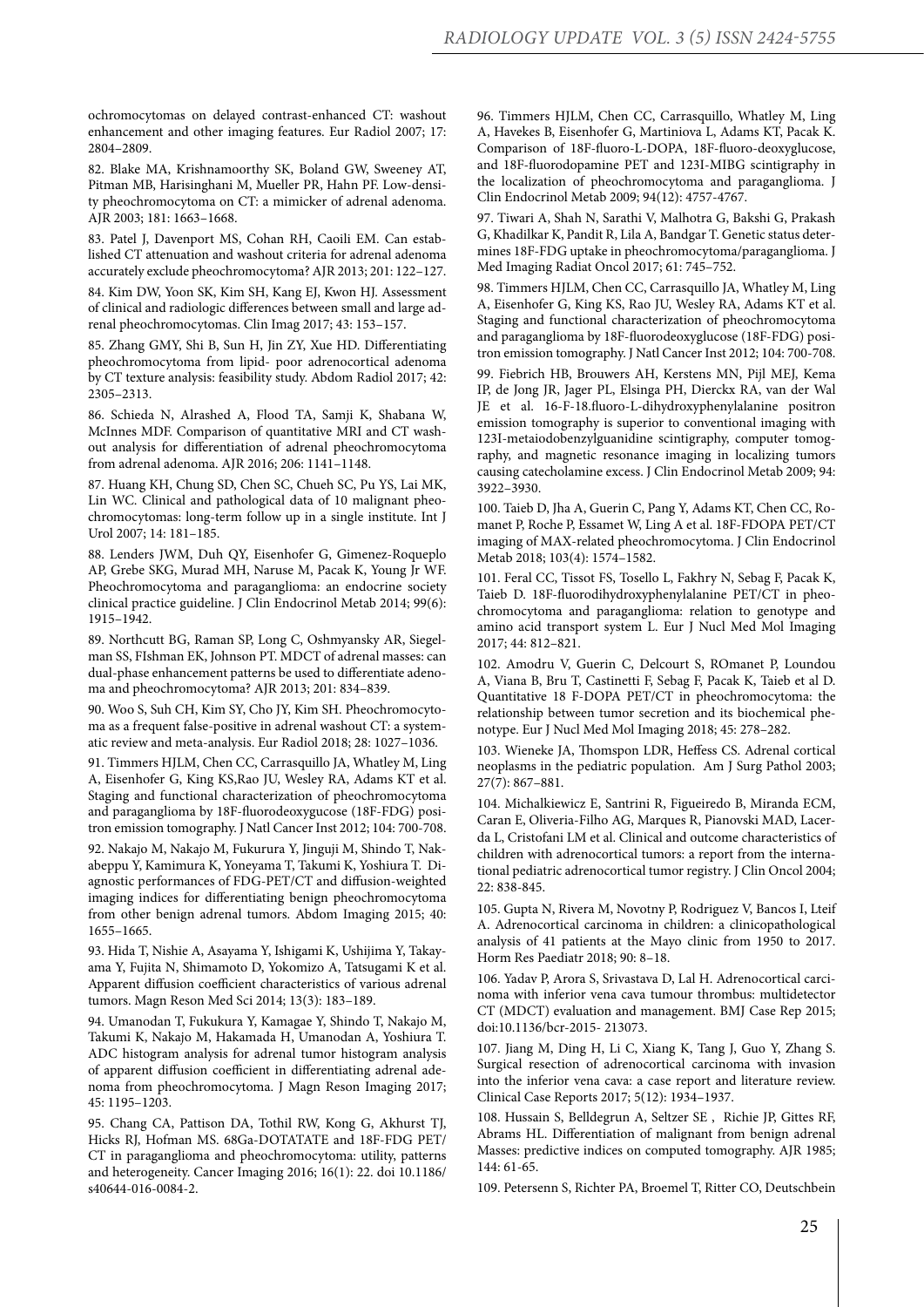ochromocytomas on delayed contrast-enhanced CT: washout enhancement and other imaging features. Eur Radiol 2007; 17: 2804–2809.

82. Blake MA, Krishnamoorthy SK, Boland GW, Sweeney AT, Pitman MB, Harisinghani M, Mueller PR, Hahn PF. Low-density pheochromocytoma on CT: a mimicker of adrenal adenoma. AJR 2003; 181: 1663–1668.

83. Patel J, Davenport MS, Cohan RH, Caoili EM. Can established CT attenuation and washout criteria for adrenal adenoma accurately exclude pheochromocytoma? AJR 2013; 201: 122–127.

84. Kim DW, Yoon SK, Kim SH, Kang EJ, Kwon HJ. Assessment of clinical and radiologic differences between small and large adrenal pheochromocytomas. Clin Imag 2017; 43: 153–157.

85. Zhang GMY, Shi B, Sun H, Jin ZY, Xue HD. Differentiating pheochromocytoma from lipid- poor adrenocortical adenoma by CT texture analysis: feasibility study. Abdom Radiol 2017; 42: 2305–2313.

86. Schieda N, Alrashed A, Flood TA, Samji K, Shabana W, McInnes MDF. Comparison of quantitative MRI and CT washout analysis for differentiation of adrenal pheochromocytoma from adrenal adenoma. AJR 2016; 206: 1141–1148.

87. Huang KH, Chung SD, Chen SC, Chueh SC, Pu YS, Lai MK, Lin WC. Clinical and pathological data of 10 malignant pheochromocytomas: long-term follow up in a single institute. Int J Urol 2007; 14: 181–185.

88. Lenders JWM, Duh QY, Eisenhofer G, Gimenez-Roqueplo AP, Grebe SKG, Murad MH, Naruse M, Pacak K, Young Jr WF. Pheochromocytoma and paraganglioma: an endocrine society clinical practice guideline. J Clin Endocrinol Metab 2014; 99(6): 1915–1942.

89. Northcutt BG, Raman SP, Long C, Oshmyansky AR, Siegelman SS, FIshman EK, Johnson PT. MDCT of adrenal masses: can dual-phase enhancement patterns be used to differentiate adenoma and pheochromocytoma? AJR 2013; 201: 834–839.

90. Woo S, Suh CH, Kim SY, Cho JY, Kim SH. Pheochromocytoma as a frequent false-positive in adrenal washout CT: a systematic review and meta-analysis. Eur Radiol 2018; 28: 1027–1036.

91. Timmers HJLM, Chen CC, Carrasquillo JA, Whatley M, Ling A, Eisenhofer G, King KS,Rao JU, Wesley RA, Adams KT et al. Staging and functional characterization of pheochromocytoma and paraganglioma by 18F-fluorodeoxygucose (18F-FDG) positron emission tomography. J Natl Cancer Inst 2012; 104: 700-708.

92. Nakajo M, Nakajo M, Fukurura Y, Jinguji M, Shindo T, Nakabeppu Y, Kamimura K, Yoneyama T, Takumi K, Yoshiura T. Diagnostic performances of FDG-PET/CT and diffusion-weighted imaging indices for differentiating benign pheochromocytoma from other benign adrenal tumors. Abdom Imaging 2015; 40: 1655–1665.

93. Hida T, Nishie A, Asayama Y, Ishigami K, Ushijima Y, Takayama Y, Fujita N, Shimamoto D, Yokomizo A, Tatsugami K et al. Apparent diffusion coefficient characteristics of various adrenal tumors. Magn Reson Med Sci 2014; 13(3): 183–189.

94. Umanodan T, Fukukura Y, Kamagae Y, Shindo T, Nakajo M, Takumi K, Nakajo M, Hakamada H, Umanodan A, Yoshiura T. ADC histogram analysis for adrenal tumor histogram analysis of apparent diffusion coefficient in differentiating adrenal adenoma from pheochromocytoma. J Magn Reson Imaging 2017; 45: 1195–1203.

95. Chang CA, Pattison DA, Tothil RW, Kong G, Akhurst TJ, Hicks RJ, Hofman MS. 68Ga-DOTATATE and 18F-FDG PET/CT in paraganglioma and pheochromocytoma: utility, patterns and heterogeneity. Cancer Imaging 2016; 16(1): 22. doi 10.1186/s40644-016-0084-2.

96. Timmers HJLM, Chen CC, Carrasquillo, Whatley M, Ling A, Havekes B, Eisenhofer G, Martiniova L, Adams KT, Pacak K. Comparison of 18F-fluoro-L-DOPA, 18F-fluoro-deoxyglucose, and 18F-fluorodopamine PET and 123I-MIBG scintigraphy in the localization of pheochromocytoma and paraganglioma. J Clin Endocrinol Metab 2009; 94(12): 4757-4767.

97. Tiwari A, Shah N, Sarathi V, Malhotra G, Bakshi G, Prakash G, Khadilkar K, Pandit R, Lila A, Bandgar T. Genetic status determines 18F-FDG uptake in pheochromocytoma/paraganglioma. J Med Imaging Radiat Oncol 2017; 61: 745–752.

98. Timmers HJLM, Chen CC, Carrasquillo JA, Whatley M, Ling A, Eisenhofer G, King KS, Rao JU, Wesley RA, Adams KT et al. Staging and functional characterization of pheochromocytoma and paraganglioma by 18F-fluorodeoxyglucose (18F-FDG) positron emission tomography. J Natl Cancer Inst 2012; 104: 700-708.

99. Fiebrich HB, Brouwers AH, Kerstens MN, Pijl MEJ, Kema IP, de Jong JR, Jager PL, Elsinga PH, Dierckx RA, van der Wal JE et al. 16-F-18.fluoro-L-dihydroxyphenylalanine positron emission tomography is superior to conventional imaging with 123I-metaiodobenzylguanidine scintigraphy, computer tomography, and magnetic resonance imaging in localizing tumors causing catecholamine excess. J Clin Endocrinol Metab 2009; 94: 3922–3930.

100. Taieb D, Jha A, Guerin C, Pang Y, Adams KT, Chen CC, Romanet P, Roche P, Essamet W, Ling A et al. 18F-FDOPA PET/CT imaging of MAX-related pheochromocytoma. J Clin Endocrinol Metab 2018; 103(4): 1574–1582.

101. Feral CC, Tissot FS, Tosello L, Fakhry N, Sebag F, Pacak K, Taieb D. 18F-fluorodihydroxyphenylalanine PET/CT in pheochromocytoma and paraganglioma: relation to genotype and amino acid transport system L. Eur J Nucl Med Mol Imaging 2017; 44: 812–821.

102. Amodru V, Guerin C, Delcourt S, ROmanet P, Loundou A, Viana B, Bru T, Castinetti F, Sebag F, Pacak K, Taieb et al D. Quantitative 18 F-DOPA PET/CT in pheochromocytoma: the relationship between tumor secretion and its biochemical phenotype. Eur J Nucl Med Mol Imaging 2018; 45: 278–282.

103. Wieneke JA, Thomspon LDR, Heffess CS. Adrenal cortical neoplasms in the pediatric population. Am J Surg Pathol 2003; 27(7): 867–881.

104. Michalkiewicz E, Santrini R, Figueiredo B, Miranda ECM, Caran E, Oliveria-Filho AG, Marques R, Pianovski MAD, Lacerda L, Cristofani LM et al. Clinical and outcome characteristics of children with adrenocortical tumors: a report from the international pediatric adrenocortical tumor registry. J Clin Oncol 2004; 22: 838-845.

105. Gupta N, Rivera M, Novotny P, Rodriguez V, Bancos I, Lteif A. Adrenocortical carcinoma in children: a clinicopathological analysis of 41 patients at the Mayo clinic from 1950 to 2017. Horm Res Paediatr 2018; 90: 8–18.

106. Yadav P, Arora S, Srivastava D, Lal H. Adrenocortical carcinoma with inferior vena cava tumour thrombus: multidetector CT (MDCT) evaluation and management. BMJ Case Rep 2015; doi:10.1136/bcr-2015- 213073.

107. Jiang M, Ding H, Li C, Xiang K, Tang J, Guo Y, Zhang S. Surgical resection of adrenocortical carcinoma with invasion into the inferior vena cava: a case report and literature review. Clinical Case Reports 2017; 5(12): 1934–1937.

108. Hussain S, Belldegrun A, Seltzer SE , Richie JP, Gittes RF, Abrams HL. Differentiation of malignant from benign adrenal Masses: predictive indices on computed tomography. AJR 1985; 144: 61-65.

109. Petersenn S, Richter PA, Broemel T, Ritter CO, Deutschbein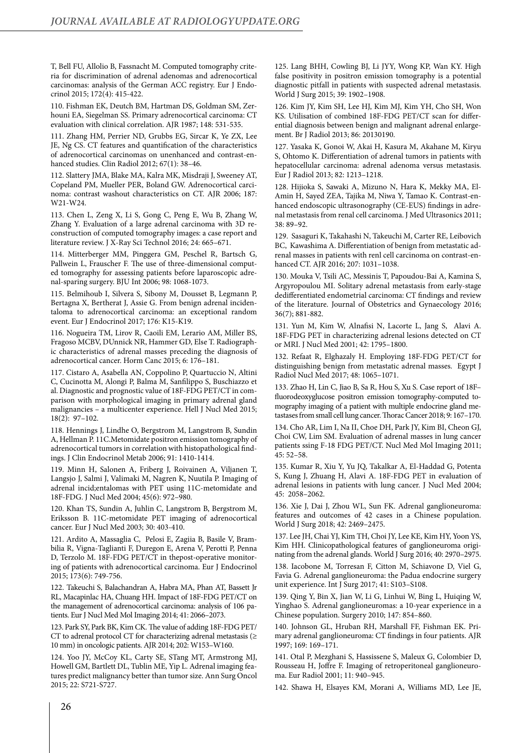T, Bell FU, Allolio B, Fassnacht M. Computed tomography criteria for discrimination of adrenal adenomas and adrenocortical carcinomas: analysis of the German ACC registry. Eur J Endocrinol 2015; 172(4): 415-422.

110. Fishman EK, Deutch BM, Hartman DS, Goldman SM, Zerhouni EA, Siegelman SS. Primary adrenocortical carcinoma: CT evaluation with clinical correlation. AJR 1987; 148: 531-535.

111. Zhang HM, Perrier ND, Grubbs EG, Sircar K, Ye ZX, Lee JE, Ng CS. CT features and quantification of the characteristics of adrenocortical carcinomas on unenhanced and contrast-enhanced studies. Clin Radiol 2012; 67(1): 38–46.

112. Slattery JMA, Blake MA, Kalra MK, Misdraji J, Sweeney AT, Copeland PM, Mueller PER, Boland GW. Adrenocortical carcinoma: contrast washout characteristics on CT. AJR 2006; 187: W21-W24.

113. Chen L, Zeng X, Li S, Gong C, Peng E, Wu B, Zhang W, Zhang Y. Evaluation of a large adrenal carcinoma with 3D reconstruction of computed tomography images: a case report and literature review. J X-Ray Sci Technol 2016; 24: 665–671.

114. Mitterberger MM, Pinggera GM, Peschel R, Bartsch G, Pallwein L, Frauscher F. The use of three-dimensional computed tomography for assessing patients before laparoscopic adrenal-sparing surgery. BJU Int 2006; 98: 1068-1073.

115. Belmihoub I, Silvera S, Sibony M, Dousset B, Legmann P, Bertagna X, Bertherat J, Assie G. From benign adrenal incidentaloma to adrenocortical carcinoma: an exceptional random event. Eur J Endocrinol 2017; 176: K15-K19.

116. Nogueira TM, Lirov R, Caoili EM, Lerario AM, Miller BS, Fragoso MCBV, DUnnick NR, Hammer GD, Else T. Radiographic characteristics of adrenal masses preceding the diagnosis of adrenocortical cancer. Horm Canc 2015; 6: 176–181.

117. Cistaro A, Asabella AN, Coppolino P, Quartuccio N, Altini C, Cucinotta M, Alongi P, Balma M, Sanfilippo S, Buschiazzo et al. Diagnostic and prognostic value of 18F-FDG PET/CT in comparison with morphological imaging in primary adrenal gland malignancies – a multicenter experience. Hell J Nucl Med 2015; 18(2): 97–102.

118. Hennings J, Lindhe O, Bergstrom M, Langstrom B, Sundin A, Hellman P. 11C.Metomidate positron emission tomography of adrenocortical tumors in correlation with histopathological findings. J Clin Endocrinol Metab 2006; 91: 1410-1414.

119. Minn H, Salonen A, Friberg J, Roivainen A, Viljanen T, Langsjo J, Salmi J, Valimaki M, Nagren K, Nuutila P. Imaging of adrenal incid;entalomas with PET using 11C-metomidate and 18F-FDG. J Nucl Med 2004; 45(6): 972–980.

120. Khan TS, Sundin A, Juhlin C, Langstrom B, Bergstrom M, Eriksson B. 11C-metomidate PET imaging of adrenocortical cancer. Eur J Nucl Med 2003; 30: 403-410.

121. Ardito A, Massaglia C, Pelosi E, Zagiia B, Basile V, Brambilia R, Vigna-Taglianti F, Duregon E, Arena V, Perotti P, Penna D, Terzolo M. 18F-FDG PET/CT in thepost-operative monitoring of patients with adrenocortical carcinoma. Eur J Endocrinol 2015; 173(6): 749-756.

122. Takeuchi S, Balachandran A, Habra MA, Phan AT, Bassett Jr RL, Macapinlac HA, Chuang HH. Impact of 18F-FDG PET/CT on the management of adrenocortical carcinoma: analysis of 106 patients. Eur J Nucl Med Mol Imaging 2014; 41: 2066–2073.

123. Park SY, Park BK, Kim CK. The value of adding 18F-FDG PET/CT to adrenal protocol CT for characterizing adrenal metastasis (≥ 10 mm) in oncologic patients. AJR 2014; 202: W153–W160.

124. Yoo JY, McCoy KL, Carty SE, STang MT, Armstrong MJ, Howell GM, Bartlett DL, Tublin ME, Yip L. Adrenal imaging features predict malignancy better than tumor size. Ann Surg Oncol 2015; 22: S721-S727.

125. Lang BHH, Cowling BJ, Li JYY, Wong KP, Wan KY. High false positivity in positron emission tomography is a potential diagnostic pitfall in patients with suspected adrenal metastasis. World J Surg 2015; 39: 1902–1908.

126. Kim JY, Kim SH, Lee HJ, Kim MJ, Kim YH, Cho SH, Won KS. Utilisation of combined 18F-FDG PET/CT scan for differential diagnosis between benign and malignant adrenal enlargement. Br J Radiol 2013; 86: 20130190.

127. Yasaka K, Gonoi W, Akai H, Kasura M, Akahane M, Kiryu S, Ohtomo K. Differentiation of adrenal tumors in patients with hepatocellular carcinoma: adrenal adenoma versus metastasis. Eur J Radiol 2013; 82: 1213–1218.

128. Hijioka S, Sawaki A, Mizuno N, Hara K, Mekky MA, El-Amin H, Sayed ZEA, Tajika M, Niwa Y, Tamao K. Contrast-enhanced endoscopic ultrasonography (CE-EUS) findings in adrenal metastasis from renal cell carcinoma. J Med Ultrasonics 2011; 38: 89–92.

129. Sasaguri K, Takahashi N, Takeuchi M, Carter RE, Leibovich BC, Kawashima A. Differentiation of benign from metastatic adrenal masses in patients with renl cell carcinoma on contrast-enhanced CT. AJR 2016; 207: 1031–1038.

130. Mouka V, Tsili AC, Messinis T, Papoudou-Bai A, Kamina S, Argyropoulou MI. Solitary adrenal metastasis from early-stage dedifferentiated endometrial carcinoma: CT findings and review of the literature. Journal of Obstetrics and Gynaecology 2016; 36(7); 881-882.

131. Yun M, Kim W, Alnafisi N, Lacorte L, Jang S, Alavi A. 18F-FDG PET in characterizing adrenal lesions detected on CT or MRI. J Nucl Med 2001; 42: 1795–1800.

132. Refaat R, Elghazaly H. Employing 18F-FDG PET/CT for distinguishing benign from metastatic adrenal masses. Egypt J Radiol Nucl Med 2017; 48: 1065–1071.

133. Zhao H, Lin C, Jiao B, Sa R, Hou S, Xu S. Case report of 18F–fluorodeoxyglucose positron emission tomography-computed tomography imaging of a patient with multiple endocrine gland metastases from small cell lung cancer. Thorac Cancer 2018; 9: 167–170.

134. Cho AR, Lim I, Na II, Choe DH, Park JY, Kim BI, Cheon GJ, Choi CW, Lim SM. Evaluation of adrenal masses in lung cancer patients ssing F-18 FDG PET/CT. Nucl Med Mol Imaging 2011; 45: 52–58.

135. Kumar R, Xiu Y, Yu JQ, Takalkar A, El-Haddad G, Potenta S, Kung J, Zhuang H, Alavi A. 18F-FDG PET in evaluation of adrenal lesions in patients with lung cancer. J Nucl Med 2004; 45: 2058–2062.

136. Xie J, Dai J, Zhou WL, Sun FK. Adrenal ganglioneuroma: features and outcomes of 42 cases in a Chinese population. World J Surg 2018; 42: 2469–2475.

137. Lee JH, Chai YJ, Kim TH, Choi JY, Lee KE, Kim HY, Yoon YS, Kim HH. Clinicopathological features of ganglioneuroma originating from the adrenal glands. World J Surg 2016; 40: 2970–2975.

138. Iacobone M, Torresan F, Citton M, Schiavone D, Viel G, Favia G. Adrenal ganglioneuroma: the Padua endocrine surgery unit experience. Int J Surg 2017; 41: S103–S108.

139. Qing Y, Bin X, Jian W, Li G, Linhui W, Bing L, Huiqing W, Yinghao S. Adrenal ganglioneuromas: a 10-year experience in a Chinese population. Surgery 2010; 147: 854–860.

140. Johnson GL, Hruban RH, Marshall FF, Fishman EK. Primary adrenal ganglioneuroma: CT findings in four patients. AJR 1997; 169: 169–171.

141. Otal P, Mezghani S, Hassissene S, Maleux G, Colombier D, Rousseau H, Joffre F. Imaging of retroperitoneal ganglioneuroma. Eur Radiol 2001; 11: 940–945.

142. Shawa H, Elsayes KM, Morani A, Williams MD, Lee JE,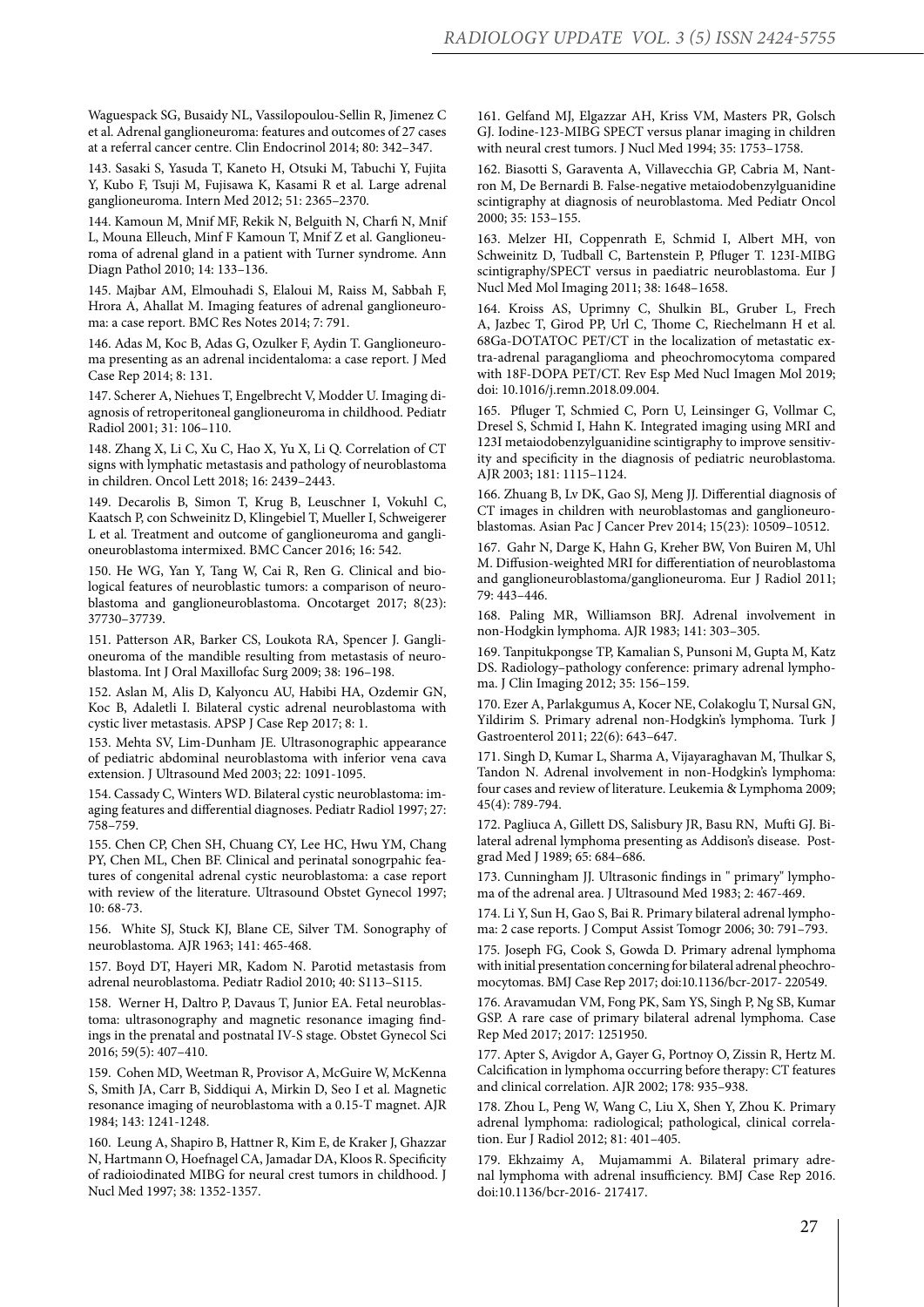Waguespack SG, Busaidy NL, Vassilopoulou-Sellin R, Jimenez C et al. Adrenal ganglioneuroma: features and outcomes of 27 cases at a referral cancer centre. Clin Endocrinol 2014; 80: 342–347.

143. Sasaki S, Yasuda T, Kaneto H, Otsuki M, Tabuchi Y, Fujita Y, Kubo F, Tsuji M, Fujisawa K, Kasami R et al. Large adrenal ganglioneuroma. Intern Med 2012; 51: 2365–2370.

144. Kamoun M, Mnif MF, Rekik N, Belguith N, Charfi N, Mnif L, Mouna Elleuch, Minf F Kamoun T, Mnif Z et al. Ganglioneuroma of adrenal gland in a patient with Turner syndrome. Ann Diagn Pathol 2010; 14: 133–136.

145. Majbar AM, Elmouhadi S, Elaloui M, Raiss M, Sabbah F, Hrora A, Ahallat M. Imaging features of adrenal ganglioneuroma: a case report. BMC Res Notes 2014; 7: 791.

146. Adas M, Koc B, Adas G, Ozulker F, Aydin T. Ganglioneuroma presenting as an adrenal incidentaloma: a case report. J Med Case Rep 2014; 8: 131.

147. Scherer A, Niehues T, Engelbrecht V, Modder U. Imaging diagnosis of retroperitoneal ganglioneuroma in childhood. Pediatr Radiol 2001; 31: 106–110.

148. Zhang X, Li C, Xu C, Hao X, Yu X, Li Q. Correlation of CT signs with lymphatic metastasis and pathology of neuroblastoma in children. Oncol Lett 2018; 16: 2439–2443.

149. Decarolis B, Simon T, Krug B, Leuschner I, Vokuhl C, Kaatsch P, con Schweinitz D, Klingebiel T, Mueller I, Schweigerer L et al. Treatment and outcome of ganglioneuroma and ganglioneuroblastoma intermixed. BMC Cancer 2016; 16: 542.

150. He WG, Yan Y, Tang W, Cai R, Ren G. Clinical and biological features of neuroblastic tumors: a comparison of neuroblastoma and ganglioneuroblastoma. Oncotarget 2017; 8(23): 37730–37739.

151. Patterson AR, Barker CS, Loukota RA, Spencer J. Ganglioneuroma of the mandible resulting from metastasis of neuroblastoma. Int J Oral Maxillofac Surg 2009; 38: 196–198.

152. Aslan M, Alis D, Kalyoncu AU, Habibi HA, Ozdemir GN, Koc B, Adaletli I. Bilateral cystic adrenal neuroblastoma with cystic liver metastasis. APSP J Case Rep 2017; 8: 1.

153. Mehta SV, Lim-Dunham JE. Ultrasonographic appearance of pediatric abdominal neuroblastoma with inferior vena cava extension. J Ultrasound Med 2003; 22: 1091-1095.

154. Cassady C, Winters WD. Bilateral cystic neuroblastoma: imaging features and differential diagnoses. Pediatr Radiol 1997; 27: 758–759.

155. Chen CP, Chen SH, Chuang CY, Lee HC, Hwu YM, Chang PY, Chen ML, Chen BF. Clinical and perinatal sonogrpahic features of congenital adrenal cystic neuroblastoma: a case report with review of the literature. Ultrasound Obstet Gynecol 1997; 10: 68-73.

156. White SJ, Stuck KJ, Blane CE, Silver TM. Sonography of neuroblastoma. AJR 1963; 141: 465-468.

157. Boyd DT, Hayeri MR, Kadom N. Parotid metastasis from adrenal neuroblastoma. Pediatr Radiol 2010; 40: S113–S115.

158. Werner H, Daltro P, Davaus T, Junior EA. Fetal neuroblastoma: ultrasonography and magnetic resonance imaging findings in the prenatal and postnatal IV-S stage. Obstet Gynecol Sci 2016; 59(5): 407–410.

159. Cohen MD, Weetman R, Provisor A, McGuire W, McKenna S, Smith JA, Carr B, Siddiqui A, Mirkin D, Seo I et al. Magnetic resonance imaging of neuroblastoma with a 0.15-T magnet. AJR 1984; 143: 1241-1248.

160. Leung A, Shapiro B, Hattner R, Kim E, de Kraker J, Ghazzar N, Hartmann O, Hoefnagel CA, Jamadar DA, Kloos R. Specificity of radioiodinated MIBG for neural crest tumors in childhood. J Nucl Med 1997; 38: 1352-1357.

161. Gelfand MJ, Elgazzar AH, Kriss VM, Masters PR, Golsch GJ. Iodine-123-MIBG SPECT versus planar imaging in children with neural crest tumors. J Nucl Med 1994; 35: 1753–1758.

162. Biasotti S, Garaventa A, Villavecchia GP, Cabria M, Nantron M, De Bernardi B. False-negative metaiodobenzylguanidine scintigraphy at diagnosis of neuroblastoma. Med Pediatr Oncol 2000; 35: 153–155.

163. Melzer HI, Coppenrath E, Schmid I, Albert MH, von Schweinitz D, Tudball C, Bartenstein P, Pfluger T. 123I-MIBG scintigraphy/SPECT versus in paediatric neuroblastoma. Eur J Nucl Med Mol Imaging 2011; 38: 1648–1658.

164. Kroiss AS, Uprimny C, Shulkin BL, Gruber L, Frech A, Jazbec T, Girod PP, Url C, Thome C, Riechelmann H et al. 68Ga-DOTATOC PET/CT in the localization of metastatic extra-adrenal paraganglioma and pheochromocytoma compared with 18F-DOPA PET/CT. Rev Esp Med Nucl Imagen Mol 2019; doi: 10.1016/j.remn.2018.09.004.

165. Pfluger T, Schmied C, Porn U, Leinsinger G, Vollmar C, Dresel S, Schmid I, Hahn K. Integrated imaging using MRI and 123I metaiodobenzylguanidine scintigraphy to improve sensitivity and specificity in the diagnosis of pediatric neuroblastoma. AJR 2003; 181: 1115–1124.

166. Zhuang B, Lv DK, Gao SJ, Meng JJ. Differential diagnosis of CT images in children with neuroblastomas and ganglioneuroblastomas. Asian Pac J Cancer Prev 2014; 15(23): 10509–10512.

167. Gahr N, Darge K, Hahn G, Kreher BW, Von Buiren M, Uhl M. Diffusion-weighted MRI for differentiation of neuroblastoma and ganglioneuroblastoma/ganglioneuroma. Eur J Radiol 2011; 79: 443–446.

168. Paling MR, Williamson BRJ. Adrenal involvement in non-Hodgkin lymphoma. AJR 1983; 141: 303–305.

169. Tanpitukpongse TP, Kamalian S, Punsoni M, Gupta M, Katz DS. Radiology–pathology conference: primary adrenal lymphoma. J Clin Imaging 2012; 35: 156–159.

170. Ezer A, Parlakgumus A, Kocer NE, Colakoglu T, Nursal GN, Yildirim S. Primary adrenal non-Hodgkin's lymphoma. Turk J Gastroenterol 2011; 22(6): 643–647.

171. Singh D, Kumar L, Sharma A, Vijayaraghavan M, Thulkar S, Tandon N. Adrenal involvement in non-Hodgkin's lymphoma: four cases and review of literature. Leukemia & Lymphoma 2009; 45(4): 789-794.

172. Pagliuca A, Gillett DS, Salisbury JR, Basu RN, Mufti GJ. Bilateral adrenal lymphoma presenting as Addison's disease. Postgrad Med J 1989; 65: 684–686.

173. Cunningham JJ. Ultrasonic findings in " primary" lymphoma of the adrenal area. J Ultrasound Med 1983; 2: 467-469.

174. Li Y, Sun H, Gao S, Bai R. Primary bilateral adrenal lymphoma: 2 case reports. J Comput Assist Tomogr 2006; 30: 791–793.

175. Joseph FG, Cook S, Gowda D. Primary adrenal lymphoma with initial presentation concerning for bilateral adrenal pheochromocytomas. BMJ Case Rep 2017; doi:10.1136/bcr-2017- 220549.

176. Aravamudan VM, Fong PK, Sam YS, Singh P, Ng SB, Kumar GSP. A rare case of primary bilateral adrenal lymphoma. Case Rep Med 2017; 2017: 1251950.

177. Apter S, Avigdor A, Gayer G, Portnoy O, Zissin R, Hertz M. Calcification in lymphoma occurring before therapy: CT features and clinical correlation. AJR 2002; 178: 935–938.

178. Zhou L, Peng W, Wang C, Liu X, Shen Y, Zhou K. Primary adrenal lymphoma: radiological; pathological, clinical correlation. Eur J Radiol 2012; 81: 401–405.

179. Ekhzaimy A, Mujamammi A. Bilateral primary adrenal lymphoma with adrenal insufficiency. BMJ Case Rep 2016. doi:10.1136/bcr-2016- 217417.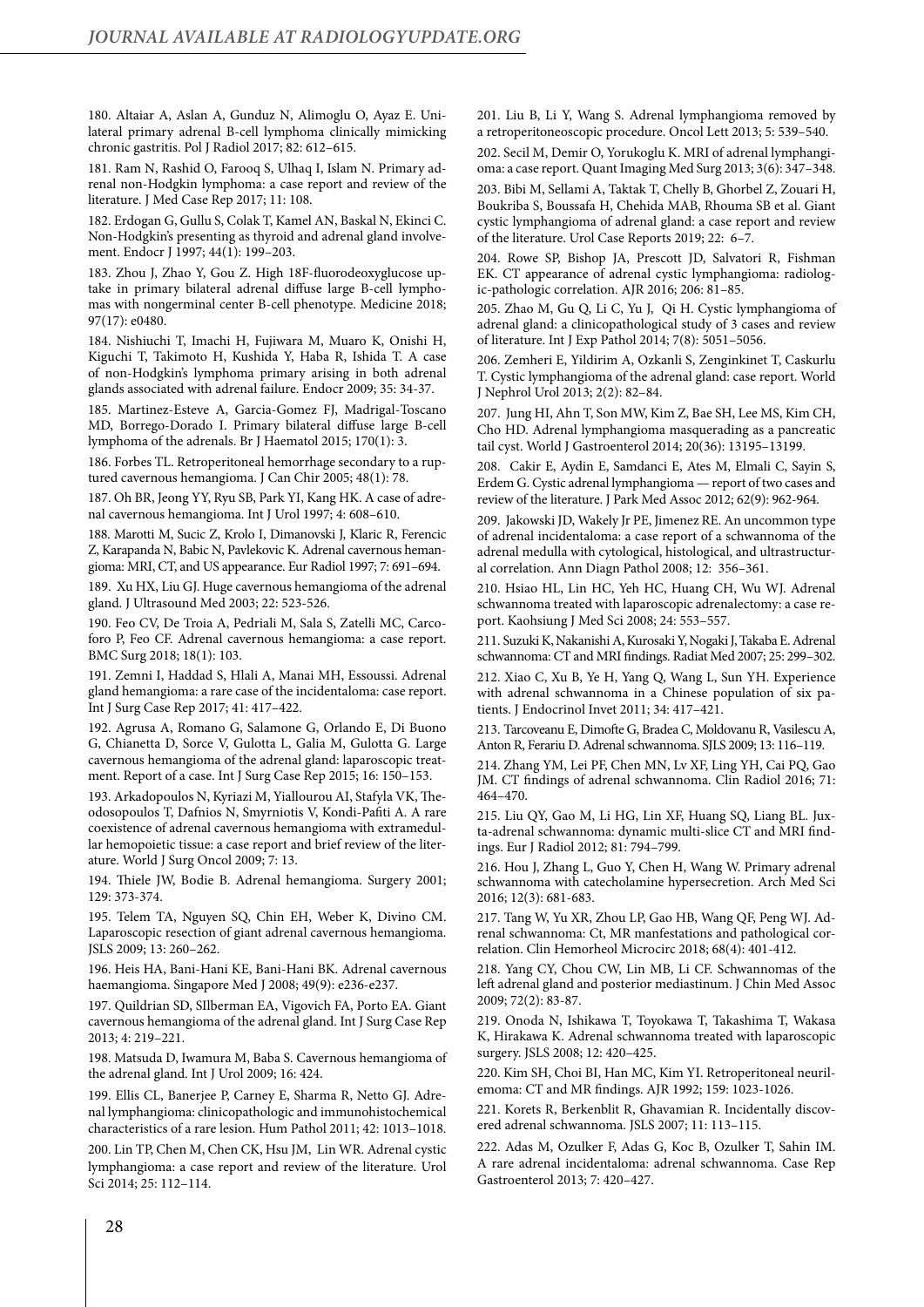180. Altaiar A, Aslan A, Gunduz N, Alimoglu O, Ayaz E. Unilateral primary adrenal B-cell lymphoma clinically mimicking chronic gastritis. Pol J Radiol 2017; 82: 612–615.

181. Ram N, Rashid O, Farooq S, Ulhaq I, Islam N. Primary adrenal non-Hodgkin lymphoma: a case report and review of the literature. J Med Case Rep 2017; 11: 108.

182. Erdogan G, Gullu S, Colak T, Kamel AN, Baskal N, Ekinci C. Non-Hodgkin's presenting as thyroid and adrenal gland involvement. Endocr J 1997; 44(1): 199–203.

183. Zhou J, Zhao Y, Gou Z. High 18F-fluorodeoxyglucose uptake in primary bilateral adrenal diffuse large B-cell lymphomas with nongerminal center B-cell phenotype. Medicine 2018; 97(17): e0480.

184. Nishiuchi T, Imachi H, Fujiwara M, Muaro K, Onishi H, Kiguchi T, Takimoto H, Kushida Y, Haba R, Ishida T. A case of non-Hodgkin's lymphoma primary arising in both adrenal glands associated with adrenal failure. Endocr 2009; 35: 34-37.

185. Martinez-Esteve A, Garcia-Gomez FJ, Madrigal-Toscano MD, Borrego-Dorado I. Primary bilateral diffuse large B-cell lymphoma of the adrenals. Br J Haematol 2015; 170(1): 3.

186. Forbes TL. Retroperitoneal hemorrhage secondary to a ruptured cavernous hemangioma. J Can Chir 2005; 48(1): 78.

187. Oh BR, Jeong YY, Ryu SB, Park YI, Kang HK. A case of adrenal cavernous hemangioma. Int J Urol 1997; 4: 608–610.

188. Marotti M, Sucic Z, Krolo I, Dimanovski J, Klaric R, Ferencic Z, Karapanda N, Babic N, Pavlekovic K. Adrenal cavernous hemangioma: MRI, CT, and US appearance. Eur Radiol 1997; 7: 691–694.

189. Xu HX, Liu GJ. Huge cavernous hemangioma of the adrenal gland. J Ultrasound Med 2003; 22: 523-526.

190. Feo CV, De Troia A, Pedriali M, Sala S, Zatelli MC, Carcoforo P, Feo CF. Adrenal cavernous hemangioma: a case report. BMC Surg 2018; 18(1): 103.

191. Zemni I, Haddad S, Hlali A, Manai MH, Essoussi. Adrenal gland hemangioma: a rare case of the incidentaloma: case report. Int J Surg Case Rep 2017; 41: 417–422.

192. Agrusa A, Romano G, Salamone G, Orlando E, Di Buono G, Chianetta D, Sorce V, Gulotta L, Galia M, Gulotta G. Large cavernous hemangioma of the adrenal gland: laparoscopic treatment. Report of a case. Int J Surg Case Rep 2015; 16: 150–153.

193. Arkadopoulos N, Kyriazi M, Yiallourou AI, Stafyla VK, Theodosopoulos T, Dafnios N, Smyrniotis V, Kondi-Pafiti A. A rare coexistence of adrenal cavernous hemangioma with extramedullar hemopoietic tissue: a case report and brief review of the literature. World J Surg Oncol 2009; 7: 13.

194. Thiele JW, Bodie B. Adrenal hemangioma. Surgery 2001; 129: 373-374.

195. Telem TA, Nguyen SQ, Chin EH, Weber K, Divino CM. Laparoscopic resection of giant adrenal cavernous hemangioma. JSLS 2009; 13: 260–262.

196. Heis HA, Bani-Hani KE, Bani-Hani BK. Adrenal cavernous haemangioma. Singapore Med J 2008; 49(9): e236-e237.

197. Quildrian SD, SIlberman EA, Vigovich FA, Porto EA. Giant cavernous hemangioma of the adrenal gland. Int J Surg Case Rep 2013; 4: 219–221.

198. Matsuda D, Iwamura M, Baba S. Cavernous hemangioma of the adrenal gland. Int J Urol 2009; 16: 424.

199. Ellis CL, Banerjee P, Carney E, Sharma R, Netto GJ. Adrenal lymphangioma: clinicopathologic and immunohistochemical characteristics of a rare lesion. Hum Pathol 2011; 42: 1013–1018.

200. Lin TP, Chen M, Chen CK, Hsu JM, Lin WR. Adrenal cystic lymphangioma: a case report and review of the literature. Urol Sci 2014; 25: 112–114.

201. Liu B, Li Y, Wang S. Adrenal lymphangioma removed by a retroperitoneoscopic procedure. Oncol Lett 2013; 5: 539–540.

202. Secil M, Demir O, Yorukoglu K. MRI of adrenal lymphangioma: a case report. Quant Imaging Med Surg 2013; 3(6): 347–348.

203. Bibi M, Sellami A, Taktak T, Chelly B, Ghorbel Z, Zouari H, Boukriba S, Boussafa H, Chehida MAB, Rhouma SB et al. Giant cystic lymphangioma of adrenal gland: a case report and review of the literature. Urol Case Reports 2019; 22: 6–7.

204. Rowe SP, Bishop JA, Prescott JD, Salvatori R, Fishman EK. CT appearance of adrenal cystic lymphangioma: radiologic-pathologic correlation. AJR 2016; 206: 81–85.

205. Zhao M, Gu Q, Li C, Yu J, Qi H. Cystic lymphangioma of adrenal gland: a clinicopathological study of 3 cases and review of literature. Int J Exp Pathol 2014; 7(8): 5051–5056.

206. Zemheri E, Yildirim A, Ozkanli S, Zenginkinet T, Caskurlu T. Cystic lymphangioma of the adrenal gland: case report. World J Nephrol Urol 2013; 2(2): 82–84.

207. Jung HI, Ahn T, Son MW, Kim Z, Bae SH, Lee MS, Kim CH, Cho HD. Adrenal lymphangioma masquerading as a pancreatic tail cyst. World J Gastroenterol 2014; 20(36): 13195–13199.

208. Cakir E, Aydin E, Samdanci E, Ates M, Elmali C, Sayin S, Erdem G. Cystic adrenal lymphangioma — report of two cases and review of the literature. J Park Med Assoc 2012; 62(9): 962-964.

209. Jakowski JD, Wakely Jr PE, Jimenez RE. An uncommon type of adrenal incidentaloma: a case report of a schwannoma of the adrenal medulla with cytological, histological, and ultrastructural correlation. Ann Diagn Pathol 2008; 12: 356–361.

210. Hsiao HL, Lin HC, Yeh HC, Huang CH, Wu WJ. Adrenal schwannoma treated with laparoscopic adrenalectomy: a case report. Kaohsiung J Med Sci 2008; 24: 553–557.

211. Suzuki K, Nakanishi A, Kurosaki Y, Nogaki J, Takaba E. Adrenal schwannoma: CT and MRI findings. Radiat Med 2007; 25: 299–302.

212. Xiao C, Xu B, Ye H, Yang Q, Wang L, Sun YH. Experience with adrenal schwannoma in a Chinese population of six patients. J Endocrinol Invet 2011; 34: 417–421.

213. Tarcoveanu E, Dimofte G, Bradea C, Moldovanu R, Vasilescu A, Anton R, Ferariu D. Adrenal schwannoma. SJLS 2009; 13: 116–119.

214. Zhang YM, Lei PF, Chen MN, Lv XF, Ling YH, Cai PQ, Gao JM. CT findings of adrenal schwannoma. Clin Radiol 2016; 71: 464–470.

215. Liu QY, Gao M, Li HG, Lin XF, Huang SQ, Liang BL. Juxta-adrenal schwannoma: dynamic multi-slice CT and MRI findings. Eur J Radiol 2012; 81: 794–799.

216. Hou J, Zhang L, Guo Y, Chen H, Wang W. Primary adrenal schwannoma with catecholamine hypersecretion. Arch Med Sci 2016; 12(3): 681-683.

217. Tang W, Yu XR, Zhou LP, Gao HB, Wang QF, Peng WJ. Adrenal schwannoma: Ct, MR manfestations and pathological correlation. Clin Hemorheol Microcirc 2018; 68(4): 401-412.

218. Yang CY, Chou CW, Lin MB, Li CF. Schwannomas of the left adrenal gland and posterior mediastinum. J Chin Med Assoc 2009; 72(2): 83-87.

219. Onoda N, Ishikawa T, Toyokawa T, Takashima T, Wakasa K, Hirakawa K. Adrenal schwannoma treated with laparoscopic surgery. JSLS 2008; 12: 420–425.

220. Kim SH, Choi BI, Han MC, Kim YI. Retroperitoneal neurilemoma: CT and MR findings. AJR 1992; 159: 1023-1026.

221. Korets R, Berkenblit R, Ghavamian R. Incidentally discovered adrenal schwannoma. JSLS 2007; 11: 113–115.

222. Adas M, Ozulker F, Adas G, Koc B, Ozulker T, Sahin IM. A rare adrenal incidentaloma: adrenal schwannoma. Case Rep Gastroenterol 2013; 7: 420–427.